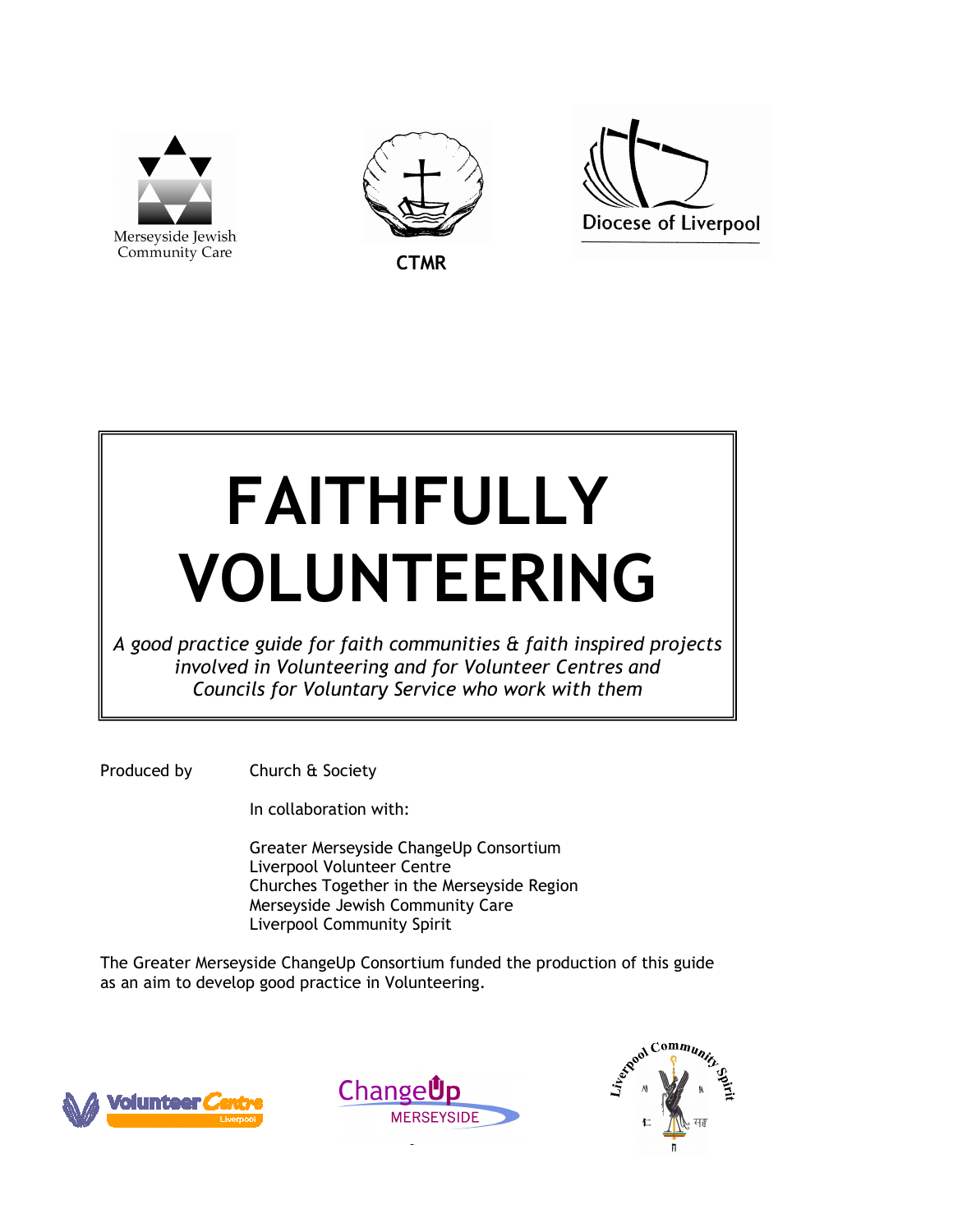Merseyside Jewish Community Care

CTMR

Diocese of Liverpool

# FAITHFULLY VOLUNTEERING

*A good practice guide for faith communities & faith inspired projects involved in Volunteering and for Volunteer Centres and Councils for Voluntary Service who work with them*

Produced by Church & Society

In collaboration with:

Greater Merseyside ChangeUp Consortium
Liverpool Volunteer Centre
Churches Together in the Merseyside Region
Merseyside Jewish Community Care
Liverpool Community Spirit

The Greater Merseyside ChangeUp Consortium funded the production of this guide as an aim to develop good practice in Volunteering.

Volunteer Centre Liverpool

ChangeUp MERSEYSIDE

Liverpool Community Spirit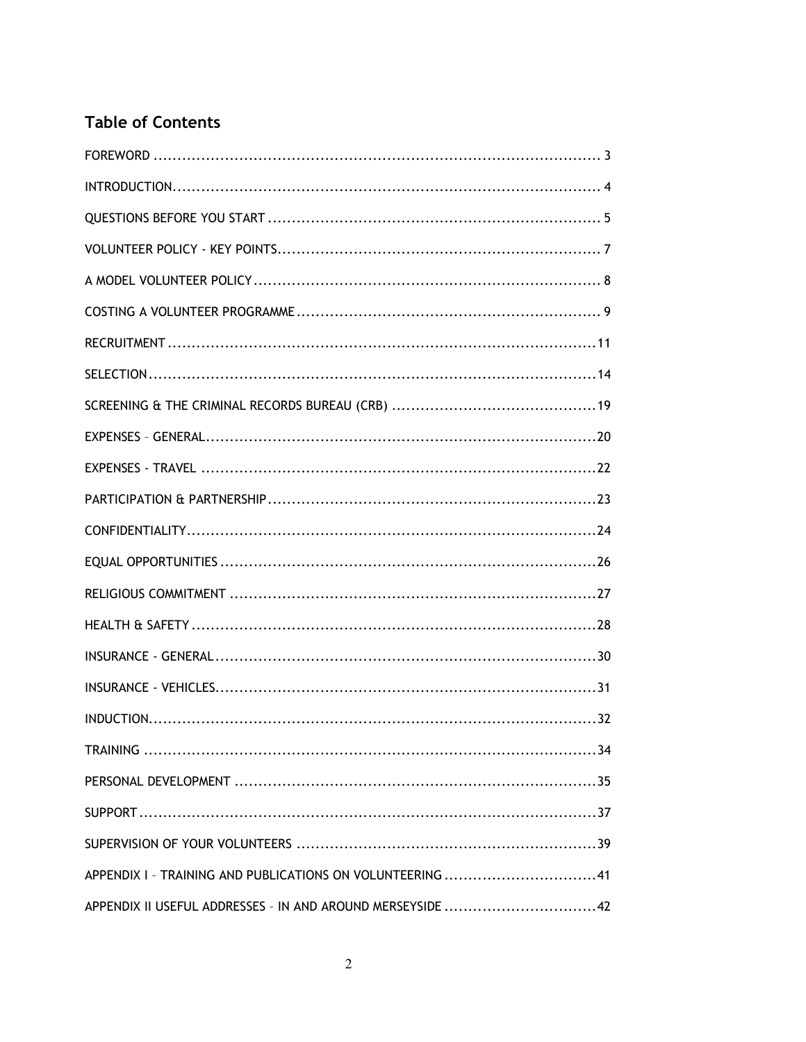## Table of Contents

FOREWORD ............................................................................................ 3

INTRODUCTION........................................................................................ 4

QUESTIONS BEFORE YOU START .................................................................... 5

VOLUNTEER POLICY - KEY POINTS.................................................................. 7

A MODEL VOLUNTEER POLICY....................................................................... 8

COSTING A VOLUNTEER PROGRAMME ............................................................... 9

RECRUITMENT .........................................................................................11

SELECTION.............................................................................................14

SCREENING & THE CRIMINAL RECORDS BUREAU (CRB) ..........................................19

EXPENSES – GENERAL.................................................................................20

EXPENSES - TRAVEL ..................................................................................22

PARTICIPATION & PARTNERSHIP....................................................................23

CONFIDENTIALITY.....................................................................................24

EQUAL OPPORTUNITIES ..............................................................................26

RELIGIOUS COMMITMENT ............................................................................27

HEALTH & SAFETY.....................................................................................28

INSURANCE - GENERAL...............................................................................30

INSURANCE - VEHICLES...............................................................................31

INDUCTION.............................................................................................32

TRAINING ..............................................................................................34

PERSONAL DEVELOPMENT ...........................................................................35

SUPPORT ...............................................................................................37

SUPERVISION OF YOUR VOLUNTEERS ..............................................................39

APPENDIX I – TRAINING AND PUBLICATIONS ON VOLUNTEERING ................................41

APPENDIX II USEFUL ADDRESSES – IN AND AROUND MERSEYSIDE ................................42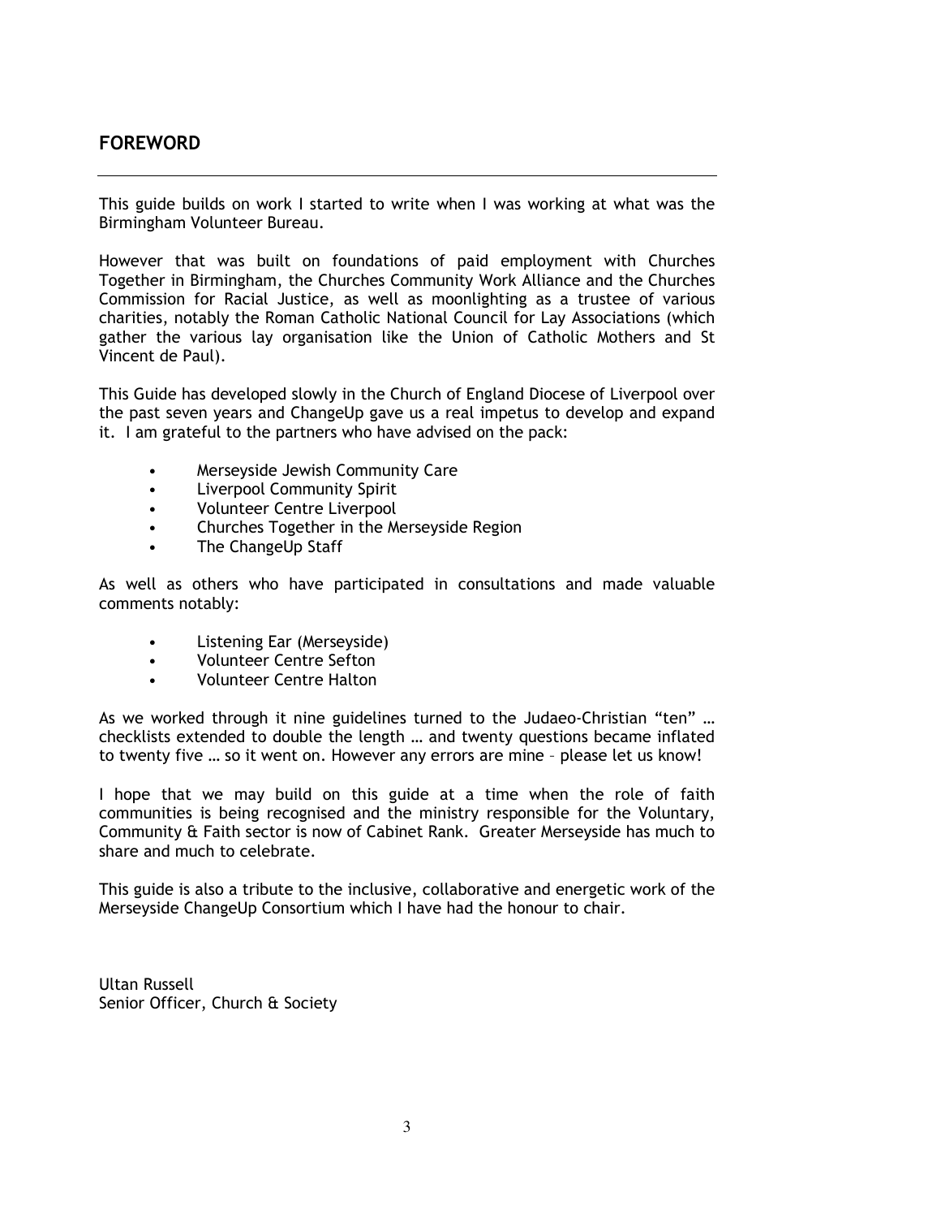## FOREWORD

This guide builds on work I started to write when I was working at what was the Birmingham Volunteer Bureau.

However that was built on foundations of paid employment with Churches Together in Birmingham, the Churches Community Work Alliance and the Churches Commission for Racial Justice, as well as moonlighting as a trustee of various charities, notably the Roman Catholic National Council for Lay Associations (which gather the various lay organisation like the Union of Catholic Mothers and St Vincent de Paul).

This Guide has developed slowly in the Church of England Diocese of Liverpool over the past seven years and ChangeUp gave us a real impetus to develop and expand it. I am grateful to the partners who have advised on the pack:

- Merseyside Jewish Community Care
- Liverpool Community Spirit
- Volunteer Centre Liverpool
- Churches Together in the Merseyside Region
- The ChangeUp Staff

As well as others who have participated in consultations and made valuable comments notably:

- Listening Ear (Merseyside)
- Volunteer Centre Sefton
- Volunteer Centre Halton

As we worked through it nine guidelines turned to the Judaeo-Christian "ten" … checklists extended to double the length … and twenty questions became inflated to twenty five … so it went on. However any errors are mine – please let us know!

I hope that we may build on this guide at a time when the role of faith communities is being recognised and the ministry responsible for the Voluntary, Community & Faith sector is now of Cabinet Rank. Greater Merseyside has much to share and much to celebrate.

This guide is also a tribute to the inclusive, collaborative and energetic work of the Merseyside ChangeUp Consortium which I have had the honour to chair.

Ultan Russell
Senior Officer, Church & Society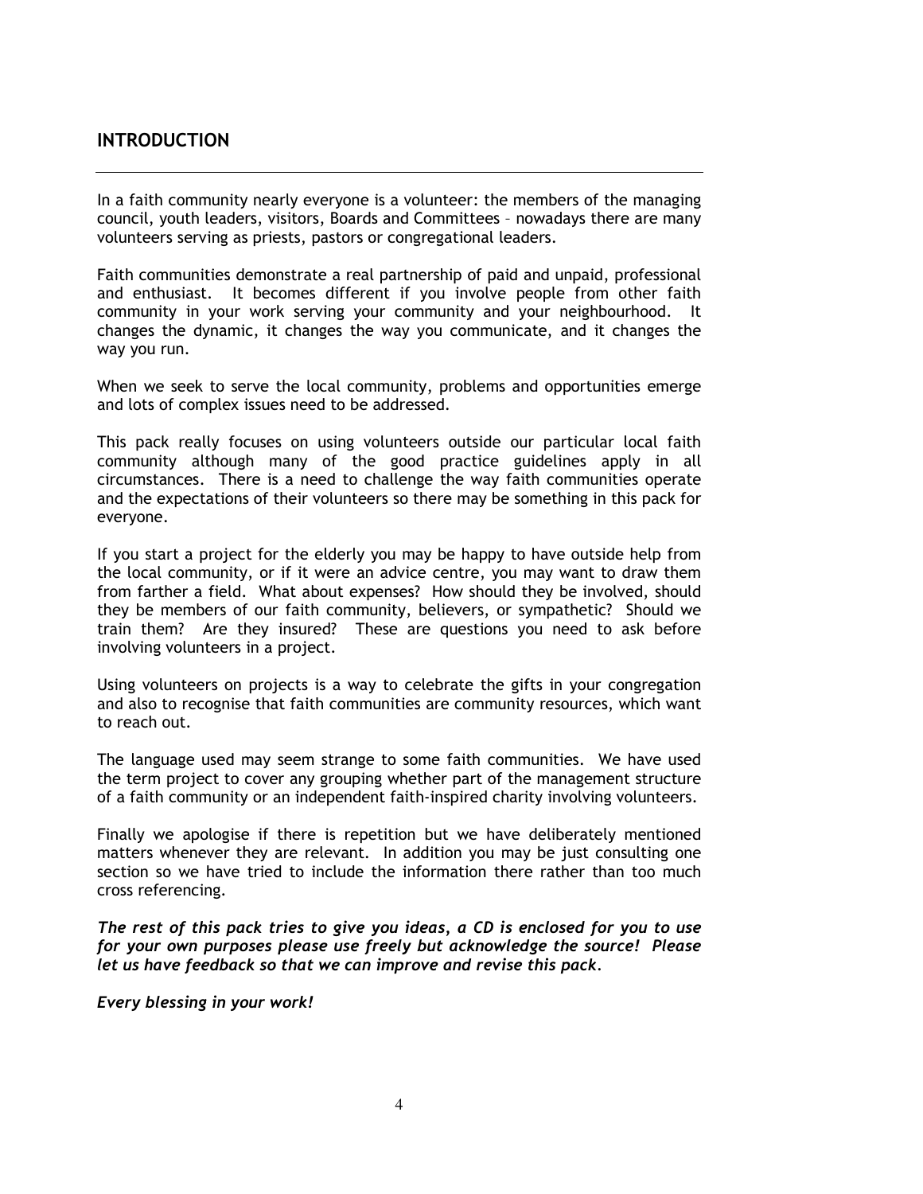## INTRODUCTION

In a faith community nearly everyone is a volunteer: the members of the managing council, youth leaders, visitors, Boards and Committees – nowadays there are many volunteers serving as priests, pastors or congregational leaders.

Faith communities demonstrate a real partnership of paid and unpaid, professional and enthusiast. It becomes different if you involve people from other faith community in your work serving your community and your neighbourhood. It changes the dynamic, it changes the way you communicate, and it changes the way you run.

When we seek to serve the local community, problems and opportunities emerge and lots of complex issues need to be addressed.

This pack really focuses on using volunteers outside our particular local faith community although many of the good practice guidelines apply in all circumstances. There is a need to challenge the way faith communities operate and the expectations of their volunteers so there may be something in this pack for everyone.

If you start a project for the elderly you may be happy to have outside help from the local community, or if it were an advice centre, you may want to draw them from farther a field. What about expenses? How should they be involved, should they be members of our faith community, believers, or sympathetic? Should we train them? Are they insured? These are questions you need to ask before involving volunteers in a project.

Using volunteers on projects is a way to celebrate the gifts in your congregation and also to recognise that faith communities are community resources, which want to reach out.

The language used may seem strange to some faith communities. We have used the term project to cover any grouping whether part of the management structure of a faith community or an independent faith-inspired charity involving volunteers.

Finally we apologise if there is repetition but we have deliberately mentioned matters whenever they are relevant. In addition you may be just consulting one section so we have tried to include the information there rather than too much cross referencing.

***The rest of this pack tries to give you ideas, a CD is enclosed for you to use for your own purposes please use freely but acknowledge the source! Please let us have feedback so that we can improve and revise this pack.***

***Every blessing in your work!***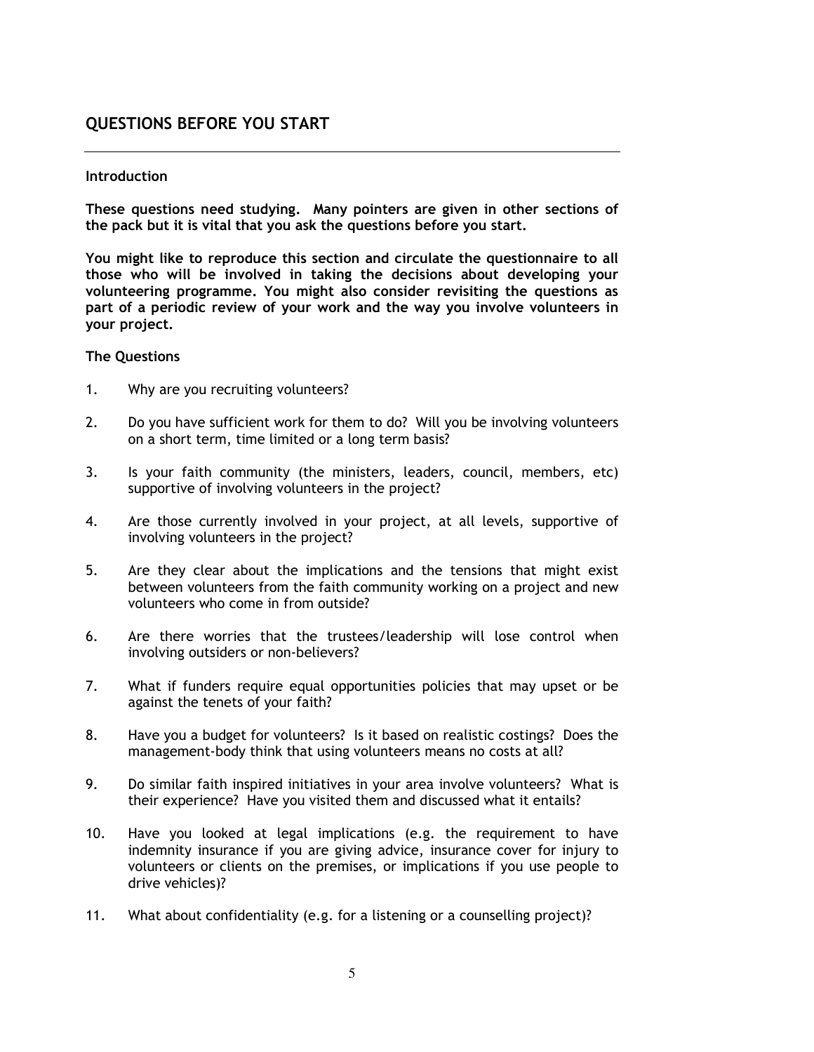## QUESTIONS BEFORE YOU START

### Introduction

**These questions need studying. Many pointers are given in other sections of the pack but it is vital that you ask the questions before you start.**

**You might like to reproduce this section and circulate the questionnaire to all those who will be involved in taking the decisions about developing your volunteering programme. You might also consider revisiting the questions as part of a periodic review of your work and the way you involve volunteers in your project.**

### The Questions

1. Why are you recruiting volunteers?

2. Do you have sufficient work for them to do? Will you be involving volunteers on a short term, time limited or a long term basis?

3. Is your faith community (the ministers, leaders, council, members, etc) supportive of involving volunteers in the project?

4. Are those currently involved in your project, at all levels, supportive of involving volunteers in the project?

5. Are they clear about the implications and the tensions that might exist between volunteers from the faith community working on a project and new volunteers who come in from outside?

6. Are there worries that the trustees/leadership will lose control when involving outsiders or non-believers?

7. What if funders require equal opportunities policies that may upset or be against the tenets of your faith?

8. Have you a budget for volunteers? Is it based on realistic costings? Does the management-body think that using volunteers means no costs at all?

9. Do similar faith inspired initiatives in your area involve volunteers? What is their experience? Have you visited them and discussed what it entails?

10. Have you looked at legal implications (e.g. the requirement to have indemnity insurance if you are giving advice, insurance cover for injury to volunteers or clients on the premises, or implications if you use people to drive vehicles)?

11. What about confidentiality (e.g. for a listening or a counselling project)?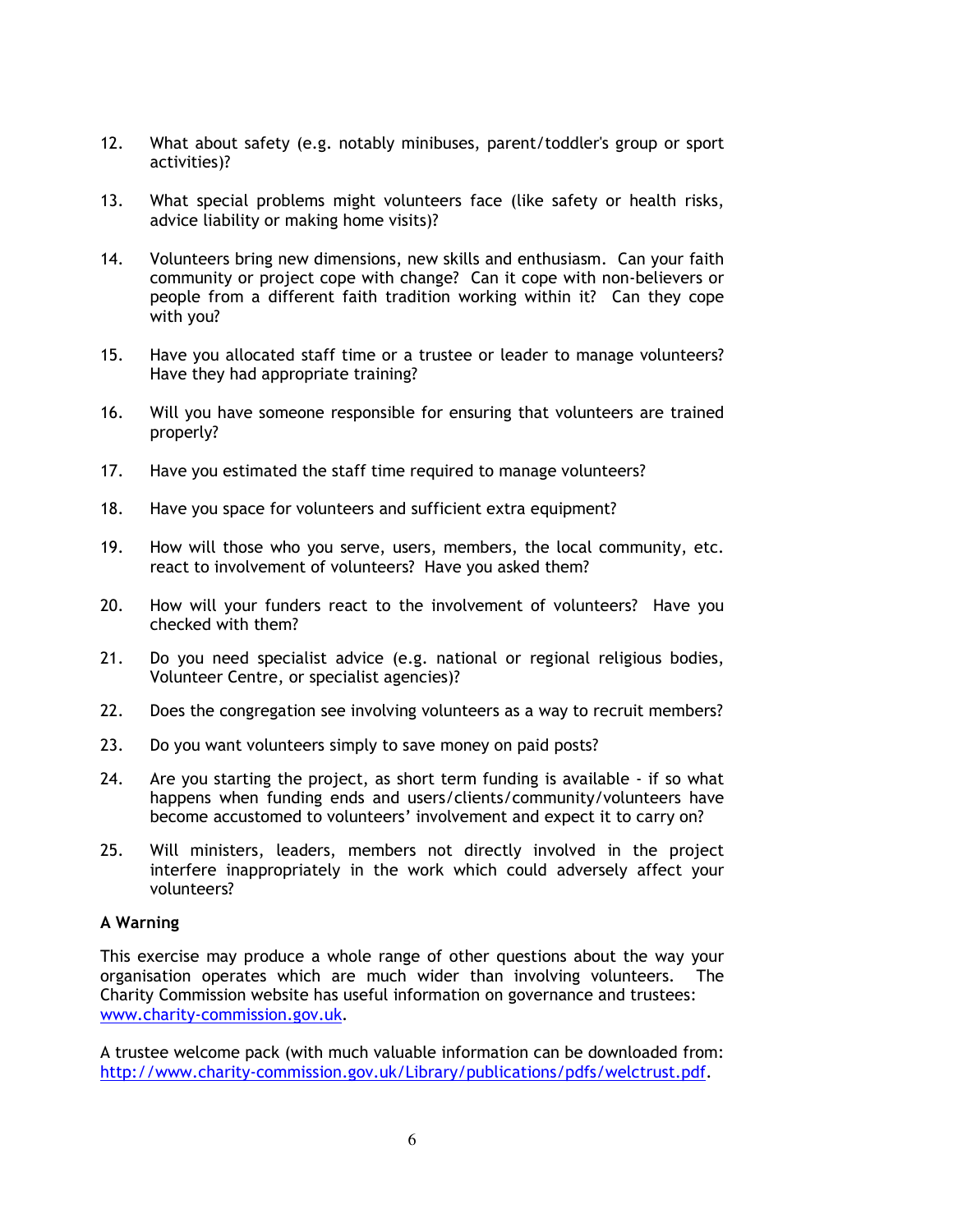12. What about safety (e.g. notably minibuses, parent/toddler's group or sport activities)?

13. What special problems might volunteers face (like safety or health risks, advice liability or making home visits)?

14. Volunteers bring new dimensions, new skills and enthusiasm. Can your faith community or project cope with change? Can it cope with non-believers or people from a different faith tradition working within it? Can they cope with you?

15. Have you allocated staff time or a trustee or leader to manage volunteers? Have they had appropriate training?

16. Will you have someone responsible for ensuring that volunteers are trained properly?

17. Have you estimated the staff time required to manage volunteers?

18. Have you space for volunteers and sufficient extra equipment?

19. How will those who you serve, users, members, the local community, etc. react to involvement of volunteers? Have you asked them?

20. How will your funders react to the involvement of volunteers? Have you checked with them?

21. Do you need specialist advice (e.g. national or regional religious bodies, Volunteer Centre, or specialist agencies)?

22. Does the congregation see involving volunteers as a way to recruit members?

23. Do you want volunteers simply to save money on paid posts?

24. Are you starting the project, as short term funding is available - if so what happens when funding ends and users/clients/community/volunteers have become accustomed to volunteers' involvement and expect it to carry on?

25. Will ministers, leaders, members not directly involved in the project interfere inappropriately in the work which could adversely affect your volunteers?

**A Warning**

This exercise may produce a whole range of other questions about the way your organisation operates which are much wider than involving volunteers. The Charity Commission website has useful information on governance and trustees: [www.charity-commission.gov.uk](www.charity-commission.gov.uk).

A trustee welcome pack (with much valuable information can be downloaded from: [http://www.charity-commission.gov.uk/Library/publications/pdfs/welctrust.pdf](http://www.charity-commission.gov.uk/Library/publications/pdfs/welctrust.pdf).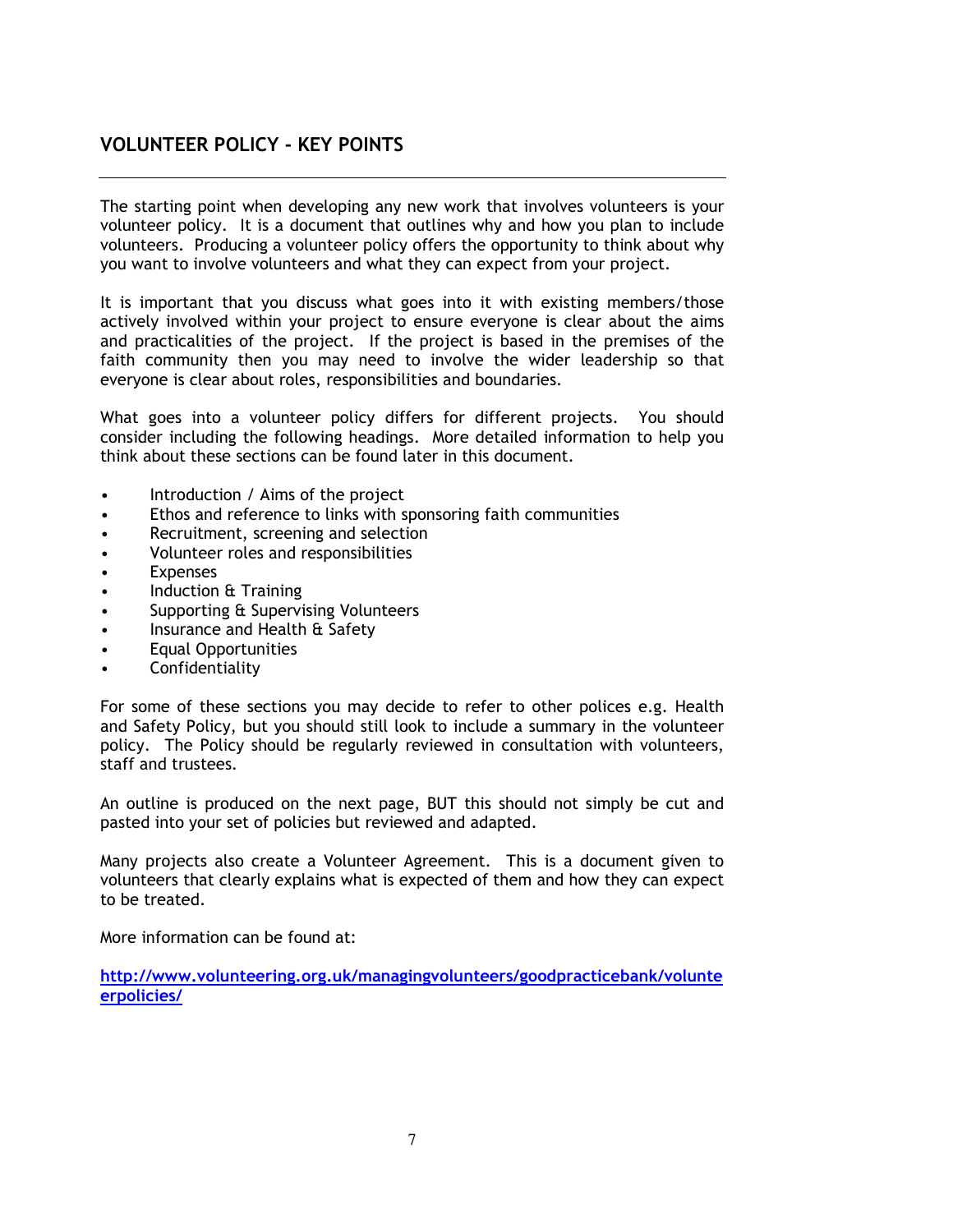## VOLUNTEER POLICY - KEY POINTS

---

The starting point when developing any new work that involves volunteers is your volunteer policy. It is a document that outlines why and how you plan to include volunteers. Producing a volunteer policy offers the opportunity to think about why you want to involve volunteers and what they can expect from your project.

It is important that you discuss what goes into it with existing members/those actively involved within your project to ensure everyone is clear about the aims and practicalities of the project. If the project is based in the premises of the faith community then you may need to involve the wider leadership so that everyone is clear about roles, responsibilities and boundaries.

What goes into a volunteer policy differs for different projects. You should consider including the following headings. More detailed information to help you think about these sections can be found later in this document.

- Introduction / Aims of the project
- Ethos and reference to links with sponsoring faith communities
- Recruitment, screening and selection
- Volunteer roles and responsibilities
- Expenses
- Induction & Training
- Supporting & Supervising Volunteers
- Insurance and Health & Safety
- Equal Opportunities
- Confidentiality

For some of these sections you may decide to refer to other polices e.g. Health and Safety Policy, but you should still look to include a summary in the volunteer policy. The Policy should be regularly reviewed in consultation with volunteers, staff and trustees.

An outline is produced on the next page, BUT this should not simply be cut and pasted into your set of policies but reviewed and adapted.

Many projects also create a Volunteer Agreement. This is a document given to volunteers that clearly explains what is expected of them and how they can expect to be treated.

More information can be found at:

**http://www.volunteering.org.uk/managingvolunteers/goodpracticebank/volunteerpolicies/**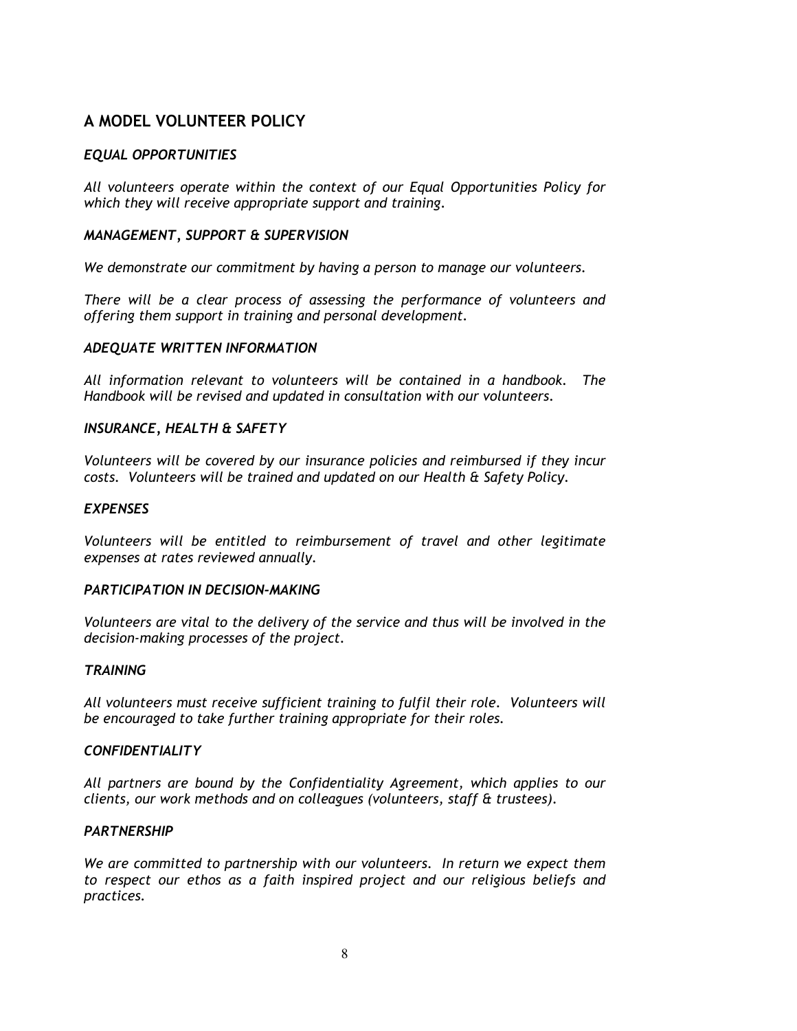## A MODEL VOLUNTEER POLICY

### *EQUAL OPPORTUNITIES*

*All volunteers operate within the context of our Equal Opportunities Policy for which they will receive appropriate support and training.*

### *MANAGEMENT, SUPPORT & SUPERVISION*

*We demonstrate our commitment by having a person to manage our volunteers.*

*There will be a clear process of assessing the performance of volunteers and offering them support in training and personal development.*

### *ADEQUATE WRITTEN INFORMATION*

*All information relevant to volunteers will be contained in a handbook. The Handbook will be revised and updated in consultation with our volunteers.*

### *INSURANCE, HEALTH & SAFETY*

*Volunteers will be covered by our insurance policies and reimbursed if they incur costs. Volunteers will be trained and updated on our Health & Safety Policy.*

### *EXPENSES*

*Volunteers will be entitled to reimbursement of travel and other legitimate expenses at rates reviewed annually.*

### *PARTICIPATION IN DECISION-MAKING*

*Volunteers are vital to the delivery of the service and thus will be involved in the decision-making processes of the project.*

### *TRAINING*

*All volunteers must receive sufficient training to fulfil their role. Volunteers will be encouraged to take further training appropriate for their roles.*

### *CONFIDENTIALITY*

*All partners are bound by the Confidentiality Agreement, which applies to our clients, our work methods and on colleagues (volunteers, staff & trustees).*

### *PARTNERSHIP*

*We are committed to partnership with our volunteers. In return we expect them to respect our ethos as a faith inspired project and our religious beliefs and practices.*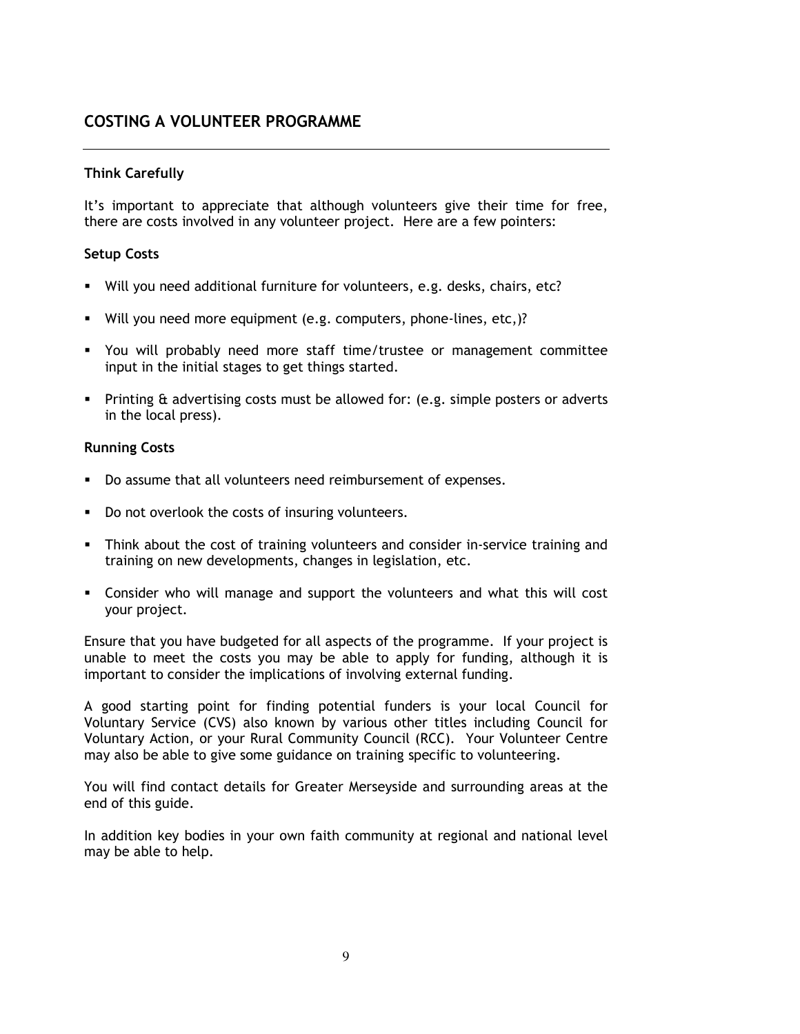## COSTING A VOLUNTEER PROGRAMME

---

### Think Carefully

It's important to appreciate that although volunteers give their time for free, there are costs involved in any volunteer project. Here are a few pointers:

### Setup Costs

- Will you need additional furniture for volunteers, e.g. desks, chairs, etc?
- Will you need more equipment (e.g. computers, phone-lines, etc,)?
- You will probably need more staff time/trustee or management committee input in the initial stages to get things started.
- Printing & advertising costs must be allowed for: (e.g. simple posters or adverts in the local press).

### Running Costs

- Do assume that all volunteers need reimbursement of expenses.
- Do not overlook the costs of insuring volunteers.
- Think about the cost of training volunteers and consider in-service training and training on new developments, changes in legislation, etc.
- Consider who will manage and support the volunteers and what this will cost your project.

Ensure that you have budgeted for all aspects of the programme. If your project is unable to meet the costs you may be able to apply for funding, although it is important to consider the implications of involving external funding.

A good starting point for finding potential funders is your local Council for Voluntary Service (CVS) also known by various other titles including Council for Voluntary Action, or your Rural Community Council (RCC). Your Volunteer Centre may also be able to give some guidance on training specific to volunteering.

You will find contact details for Greater Merseyside and surrounding areas at the end of this guide.

In addition key bodies in your own faith community at regional and national level may be able to help.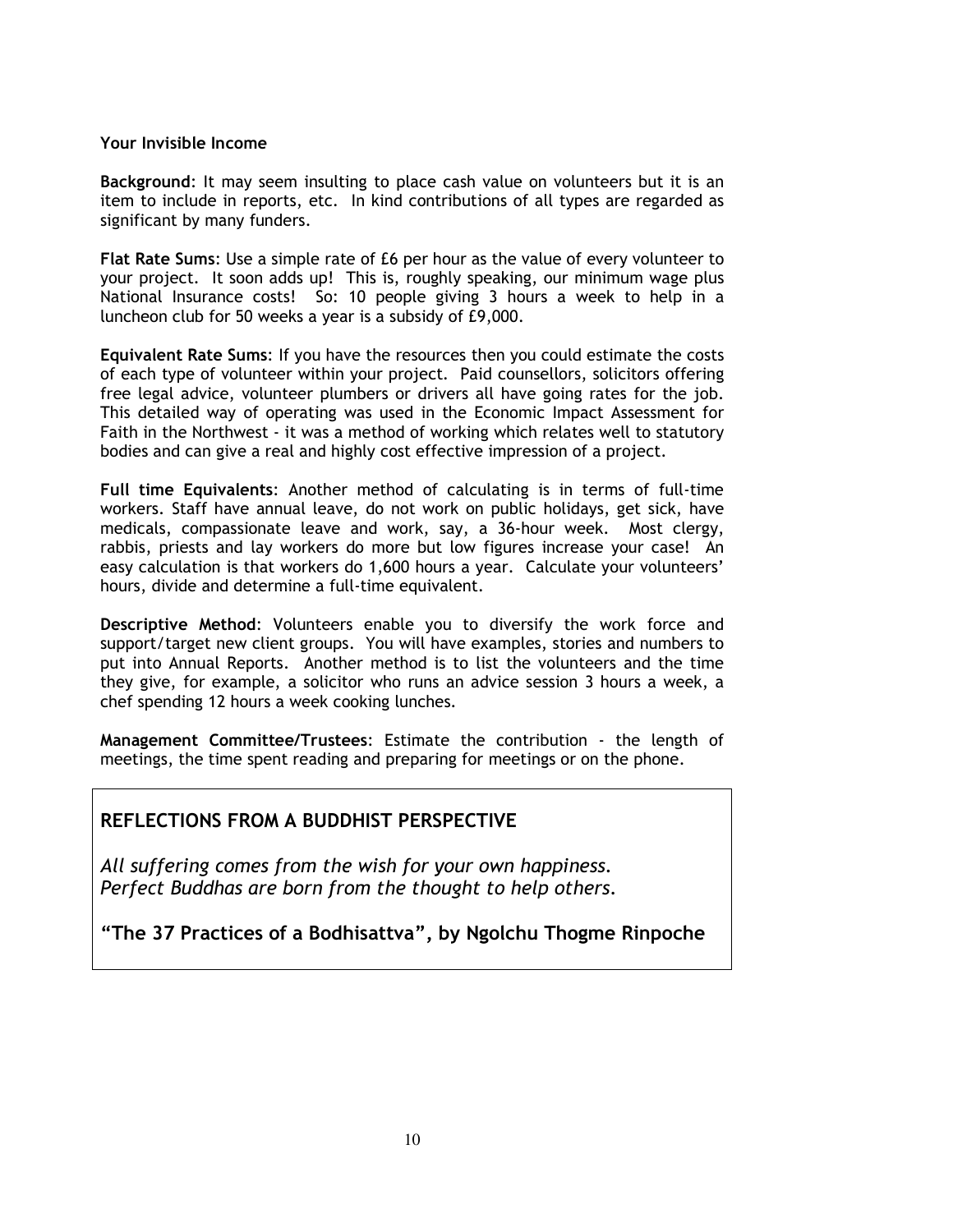**Your Invisible Income**

**Background**: It may seem insulting to place cash value on volunteers but it is an item to include in reports, etc. In kind contributions of all types are regarded as significant by many funders.

**Flat Rate Sums**: Use a simple rate of £6 per hour as the value of every volunteer to your project. It soon adds up! This is, roughly speaking, our minimum wage plus National Insurance costs! So: 10 people giving 3 hours a week to help in a luncheon club for 50 weeks a year is a subsidy of £9,000.

**Equivalent Rate Sums**: If you have the resources then you could estimate the costs of each type of volunteer within your project. Paid counsellors, solicitors offering free legal advice, volunteer plumbers or drivers all have going rates for the job. This detailed way of operating was used in the Economic Impact Assessment for Faith in the Northwest - it was a method of working which relates well to statutory bodies and can give a real and highly cost effective impression of a project.

**Full time Equivalents**: Another method of calculating is in terms of full-time workers. Staff have annual leave, do not work on public holidays, get sick, have medicals, compassionate leave and work, say, a 36-hour week. Most clergy, rabbis, priests and lay workers do more but low figures increase your case! An easy calculation is that workers do 1,600 hours a year. Calculate your volunteers' hours, divide and determine a full-time equivalent.

**Descriptive Method**: Volunteers enable you to diversify the work force and support/target new client groups. You will have examples, stories and numbers to put into Annual Reports. Another method is to list the volunteers and the time they give, for example, a solicitor who runs an advice session 3 hours a week, a chef spending 12 hours a week cooking lunches.

**Management Committee/Trustees**: Estimate the contribution - the length of meetings, the time spent reading and preparing for meetings or on the phone.

## REFLECTIONS FROM A BUDDHIST PERSPECTIVE

*All suffering comes from the wish for your own happiness.*
*Perfect Buddhas are born from the thought to help others.*

**"The 37 Practices of a Bodhisattva", by Ngolchu Thogme Rinpoche**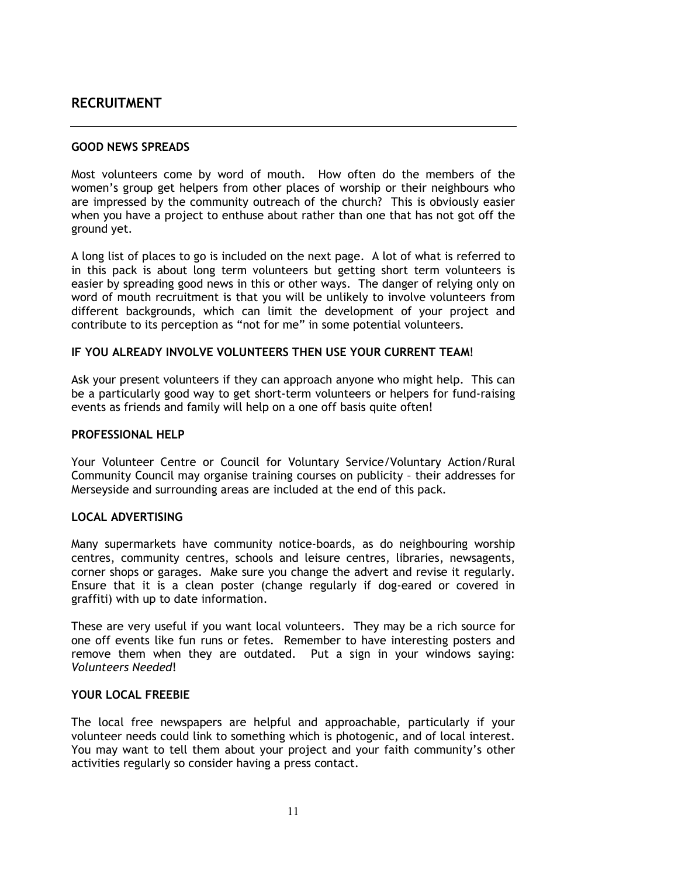## RECRUITMENT

---

### GOOD NEWS SPREADS

Most volunteers come by word of mouth. How often do the members of the women's group get helpers from other places of worship or their neighbours who are impressed by the community outreach of the church? This is obviously easier when you have a project to enthuse about rather than one that has not got off the ground yet.

A long list of places to go is included on the next page. A lot of what is referred to in this pack is about long term volunteers but getting short term volunteers is easier by spreading good news in this or other ways. The danger of relying only on word of mouth recruitment is that you will be unlikely to involve volunteers from different backgrounds, which can limit the development of your project and contribute to its perception as "not for me" in some potential volunteers.

### IF YOU ALREADY INVOLVE VOLUNTEERS THEN USE YOUR CURRENT TEAM!

Ask your present volunteers if they can approach anyone who might help. This can be a particularly good way to get short-term volunteers or helpers for fund-raising events as friends and family will help on a one off basis quite often!

### PROFESSIONAL HELP

Your Volunteer Centre or Council for Voluntary Service/Voluntary Action/Rural Community Council may organise training courses on publicity – their addresses for Merseyside and surrounding areas are included at the end of this pack.

### LOCAL ADVERTISING

Many supermarkets have community notice-boards, as do neighbouring worship centres, community centres, schools and leisure centres, libraries, newsagents, corner shops or garages. Make sure you change the advert and revise it regularly. Ensure that it is a clean poster (change regularly if dog-eared or covered in graffiti) with up to date information.

These are very useful if you want local volunteers. They may be a rich source for one off events like fun runs or fetes. Remember to have interesting posters and remove them when they are outdated. Put a sign in your windows saying: *Volunteers Needed*!

### YOUR LOCAL FREEBIE

The local free newspapers are helpful and approachable, particularly if your volunteer needs could link to something which is photogenic, and of local interest. You may want to tell them about your project and your faith community's other activities regularly so consider having a press contact.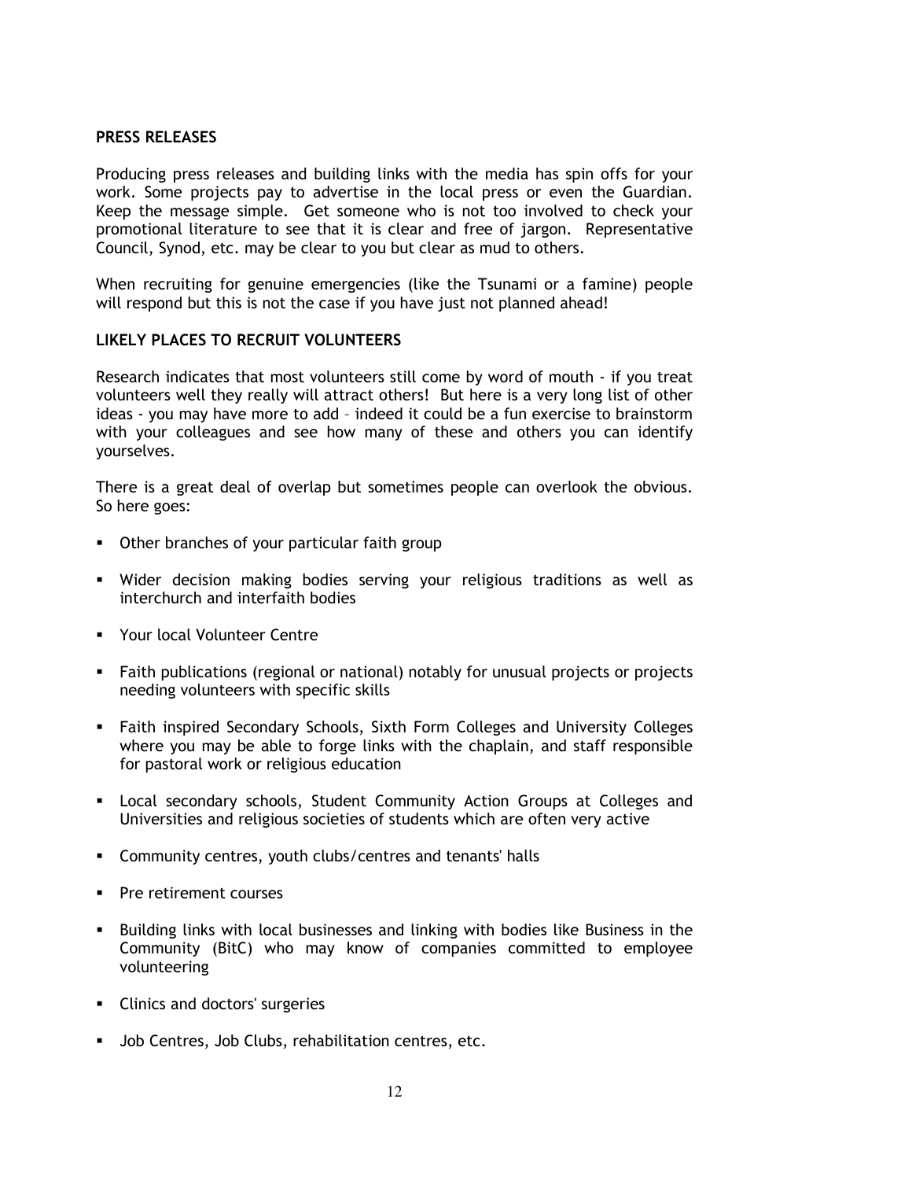**PRESS RELEASES**

Producing press releases and building links with the media has spin offs for your work. Some projects pay to advertise in the local press or even the Guardian. Keep the message simple. Get someone who is not too involved to check your promotional literature to see that it is clear and free of jargon. Representative Council, Synod, etc. may be clear to you but clear as mud to others.

When recruiting for genuine emergencies (like the Tsunami or a famine) people will respond but this is not the case if you have just not planned ahead!

**LIKELY PLACES TO RECRUIT VOLUNTEERS**

Research indicates that most volunteers still come by word of mouth - if you treat volunteers well they really will attract others! But here is a very long list of other ideas - you may have more to add – indeed it could be a fun exercise to brainstorm with your colleagues and see how many of these and others you can identify yourselves.

There is a great deal of overlap but sometimes people can overlook the obvious. So here goes:

- Other branches of your particular faith group
- Wider decision making bodies serving your religious traditions as well as interchurch and interfaith bodies
- Your local Volunteer Centre
- Faith publications (regional or national) notably for unusual projects or projects needing volunteers with specific skills
- Faith inspired Secondary Schools, Sixth Form Colleges and University Colleges where you may be able to forge links with the chaplain, and staff responsible for pastoral work or religious education
- Local secondary schools, Student Community Action Groups at Colleges and Universities and religious societies of students which are often very active
- Community centres, youth clubs/centres and tenants' halls
- Pre retirement courses
- Building links with local businesses and linking with bodies like Business in the Community (BitC) who may know of companies committed to employee volunteering
- Clinics and doctors' surgeries
- Job Centres, Job Clubs, rehabilitation centres, etc.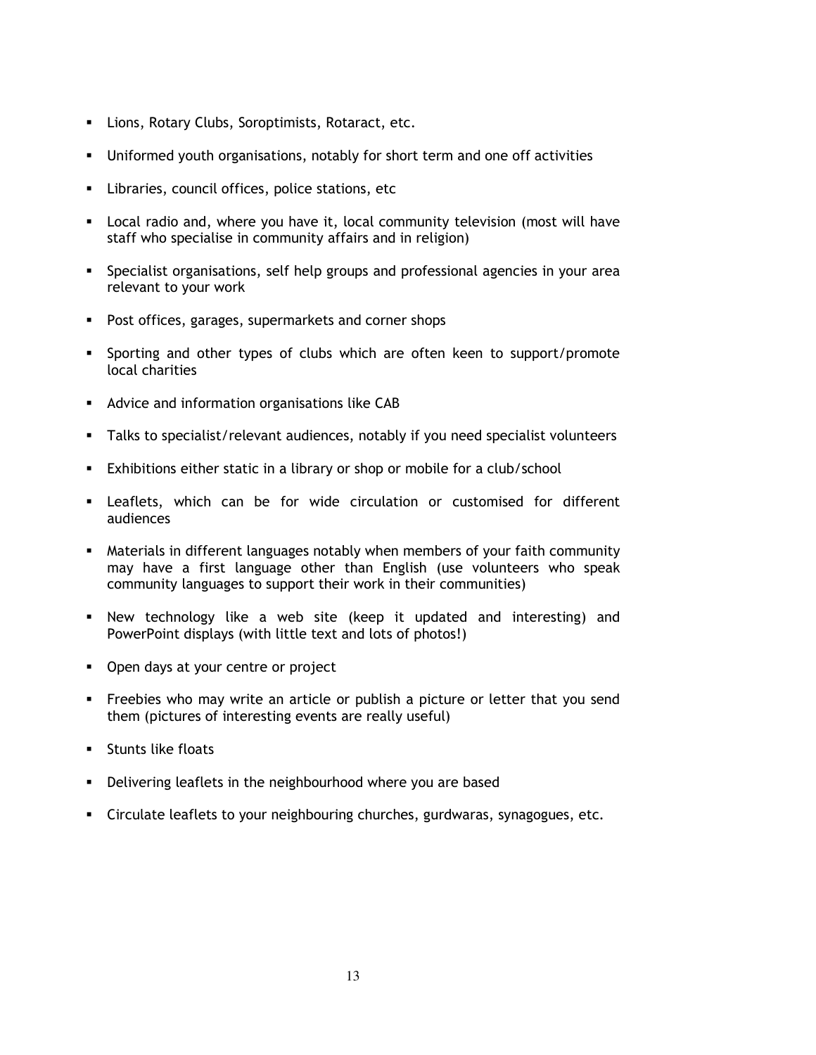- Lions, Rotary Clubs, Soroptimists, Rotaract, etc.
- Uniformed youth organisations, notably for short term and one off activities
- Libraries, council offices, police stations, etc
- Local radio and, where you have it, local community television (most will have staff who specialise in community affairs and in religion)
- Specialist organisations, self help groups and professional agencies in your area relevant to your work
- Post offices, garages, supermarkets and corner shops
- Sporting and other types of clubs which are often keen to support/promote local charities
- Advice and information organisations like CAB
- Talks to specialist/relevant audiences, notably if you need specialist volunteers
- Exhibitions either static in a library or shop or mobile for a club/school
- Leaflets, which can be for wide circulation or customised for different audiences
- Materials in different languages notably when members of your faith community may have a first language other than English (use volunteers who speak community languages to support their work in their communities)
- New technology like a web site (keep it updated and interesting) and PowerPoint displays (with little text and lots of photos!)
- Open days at your centre or project
- Freebies who may write an article or publish a picture or letter that you send them (pictures of interesting events are really useful)
- Stunts like floats
- Delivering leaflets in the neighbourhood where you are based
- Circulate leaflets to your neighbouring churches, gurdwaras, synagogues, etc.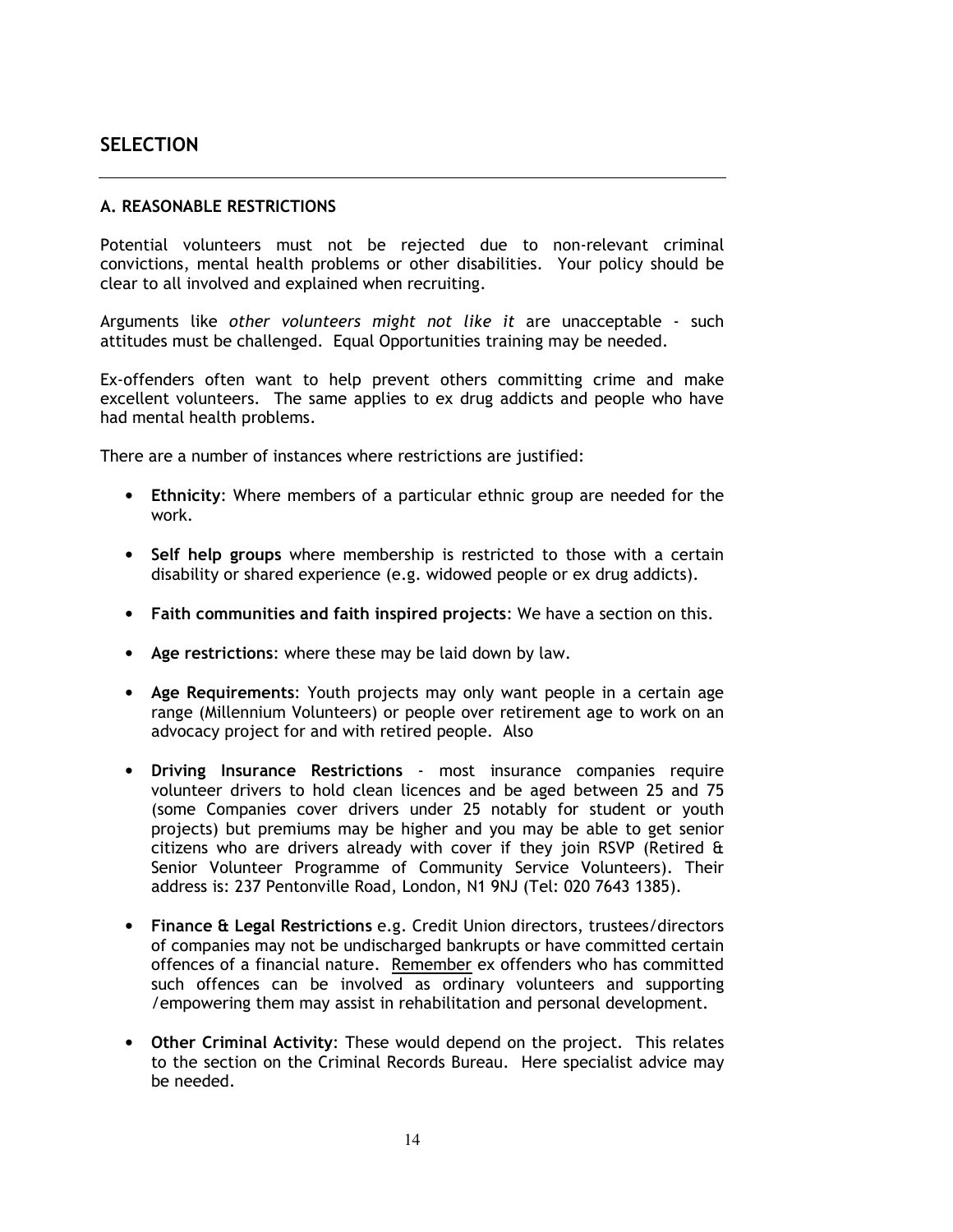## SELECTION

### A. REASONABLE RESTRICTIONS

Potential volunteers must not be rejected due to non-relevant criminal convictions, mental health problems or other disabilities. Your policy should be clear to all involved and explained when recruiting.

Arguments like *other volunteers might not like it* are unacceptable - such attitudes must be challenged. Equal Opportunities training may be needed.

Ex-offenders often want to help prevent others committing crime and make excellent volunteers. The same applies to ex drug addicts and people who have had mental health problems.

There are a number of instances where restrictions are justified:

- **Ethnicity**: Where members of a particular ethnic group are needed for the work.
- **Self help groups** where membership is restricted to those with a certain disability or shared experience (e.g. widowed people or ex drug addicts).
- **Faith communities and faith inspired projects**: We have a section on this.
- **Age restrictions**: where these may be laid down by law.
- **Age Requirements**: Youth projects may only want people in a certain age range (Millennium Volunteers) or people over retirement age to work on an advocacy project for and with retired people. Also
- **Driving Insurance Restrictions** - most insurance companies require volunteer drivers to hold clean licences and be aged between 25 and 75 (some Companies cover drivers under 25 notably for student or youth projects) but premiums may be higher and you may be able to get senior citizens who are drivers already with cover if they join RSVP (Retired & Senior Volunteer Programme of Community Service Volunteers). Their address is: 237 Pentonville Road, London, N1 9NJ (Tel: 020 7643 1385).
- **Finance & Legal Restrictions** e.g. Credit Union directors, trustees/directors of companies may not be undischarged bankrupts or have committed certain offences of a financial nature. <u>Remember</u> ex offenders who has committed such offences can be involved as ordinary volunteers and supporting /empowering them may assist in rehabilitation and personal development.
- **Other Criminal Activity**: These would depend on the project. This relates to the section on the Criminal Records Bureau. Here specialist advice may be needed.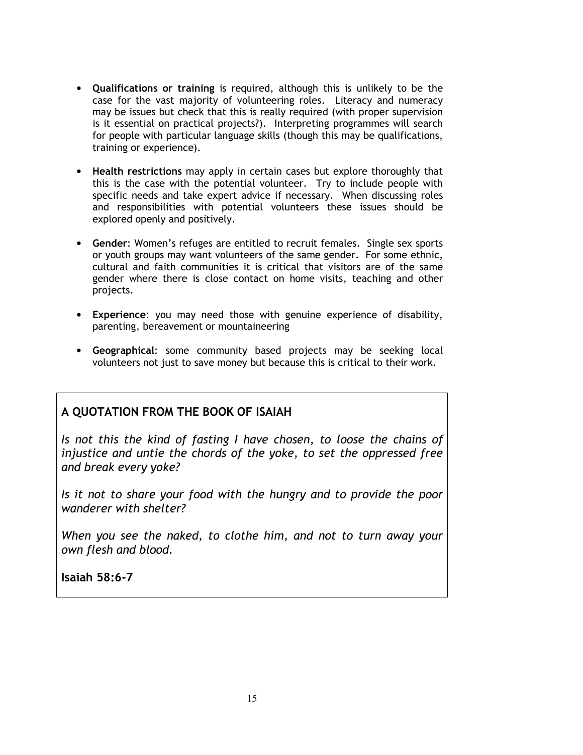- **Qualifications or training** is required, although this is unlikely to be the case for the vast majority of volunteering roles. Literacy and numeracy may be issues but check that this is really required (with proper supervision is it essential on practical projects?). Interpreting programmes will search for people with particular language skills (though this may be qualifications, training or experience).

- **Health restrictions** may apply in certain cases but explore thoroughly that this is the case with the potential volunteer. Try to include people with specific needs and take expert advice if necessary. When discussing roles and responsibilities with potential volunteers these issues should be explored openly and positively.

- **Gender**: Women's refuges are entitled to recruit females. Single sex sports or youth groups may want volunteers of the same gender. For some ethnic, cultural and faith communities it is critical that visitors are of the same gender where there is close contact on home visits, teaching and other projects.

- **Experience**: you may need those with genuine experience of disability, parenting, bereavement or mountaineering

- **Geographical**: some community based projects may be seeking local volunteers not just to save money but because this is critical to their work.

**A QUOTATION FROM THE BOOK OF ISAIAH**

*Is not this the kind of fasting I have chosen, to loose the chains of injustice and untie the chords of the yoke, to set the oppressed free and break every yoke?*

*Is it not to share your food with the hungry and to provide the poor wanderer with shelter?*

*When you see the naked, to clothe him, and not to turn away your own flesh and blood.*

**Isaiah 58:6-7**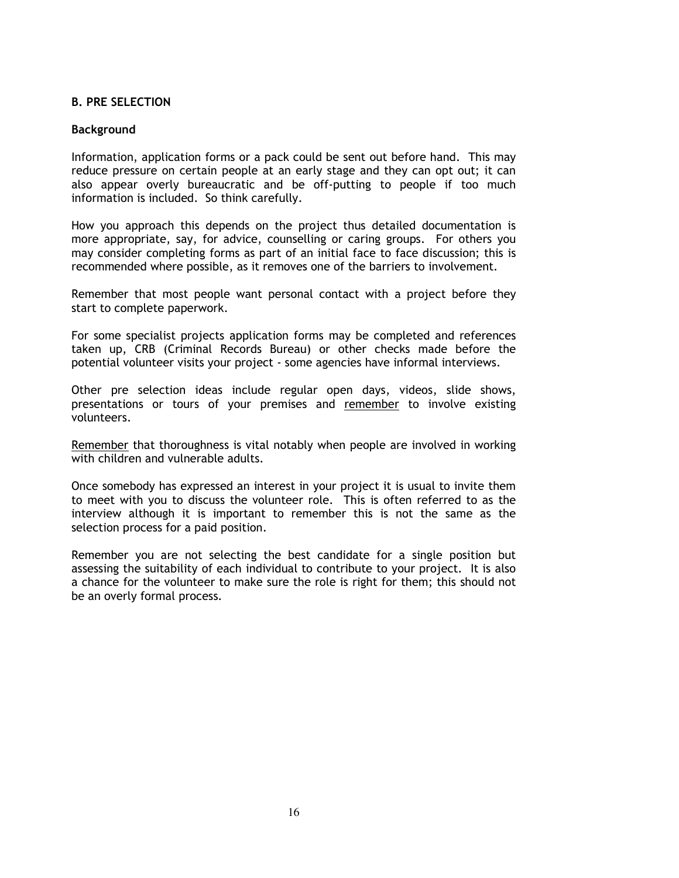## B. PRE SELECTION

### Background

Information, application forms or a pack could be sent out before hand. This may reduce pressure on certain people at an early stage and they can opt out; it can also appear overly bureaucratic and be off-putting to people if too much information is included. So think carefully.

How you approach this depends on the project thus detailed documentation is more appropriate, say, for advice, counselling or caring groups. For others you may consider completing forms as part of an initial face to face discussion; this is recommended where possible, as it removes one of the barriers to involvement.

Remember that most people want personal contact with a project before they start to complete paperwork.

For some specialist projects application forms may be completed and references taken up, CRB (Criminal Records Bureau) or other checks made before the potential volunteer visits your project - some agencies have informal interviews.

Other pre selection ideas include regular open days, videos, slide shows, presentations or tours of your premises and <u>remember</u> to involve existing volunteers.

<u>Remember</u> that thoroughness is vital notably when people are involved in working with children and vulnerable adults.

Once somebody has expressed an interest in your project it is usual to invite them to meet with you to discuss the volunteer role. This is often referred to as the interview although it is important to remember this is not the same as the selection process for a paid position.

Remember you are not selecting the best candidate for a single position but assessing the suitability of each individual to contribute to your project. It is also a chance for the volunteer to make sure the role is right for them; this should not be an overly formal process.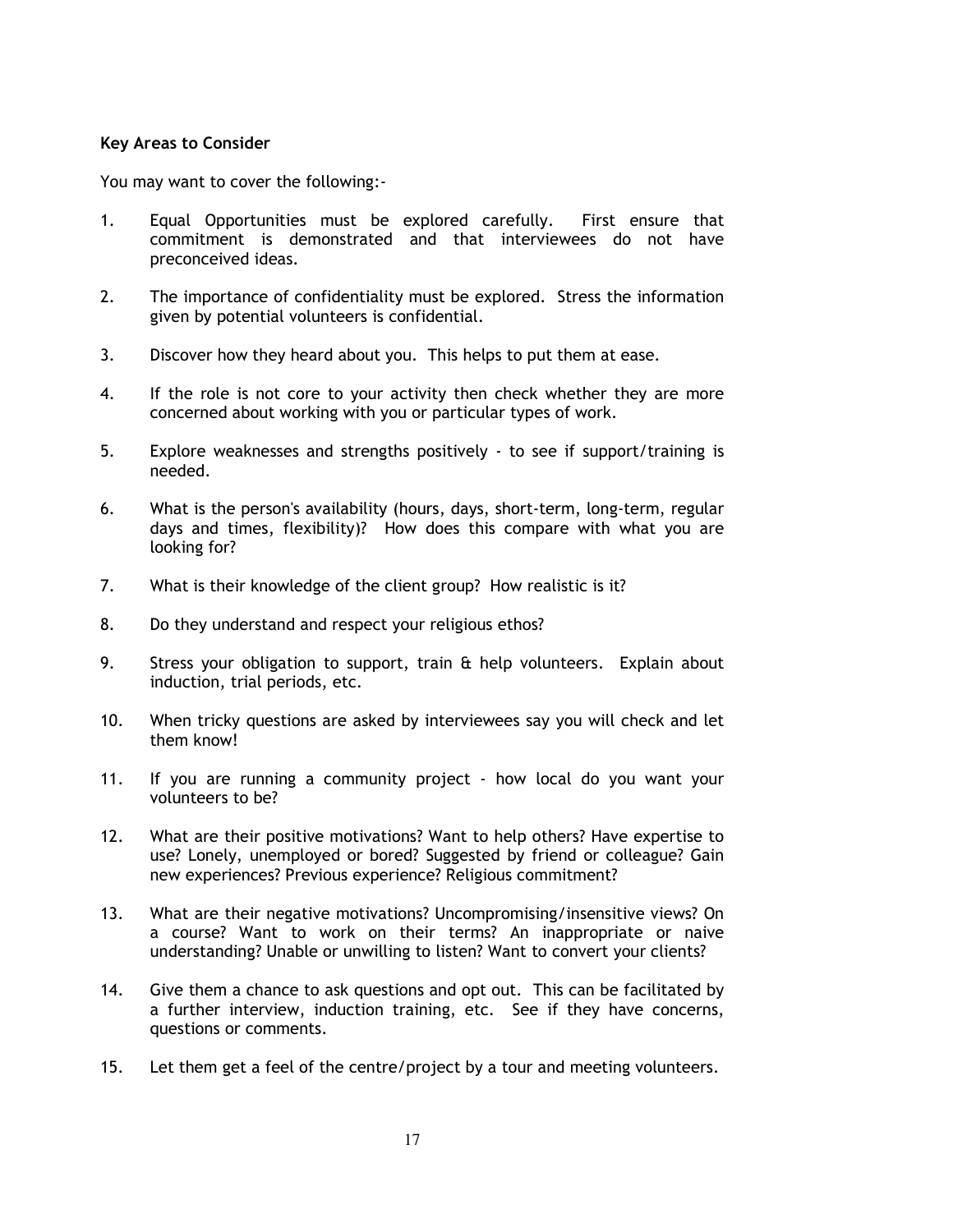**Key Areas to Consider**

You may want to cover the following:-

1. Equal Opportunities must be explored carefully. First ensure that commitment is demonstrated and that interviewees do not have preconceived ideas.

2. The importance of confidentiality must be explored. Stress the information given by potential volunteers is confidential.

3. Discover how they heard about you. This helps to put them at ease.

4. If the role is not core to your activity then check whether they are more concerned about working with you or particular types of work.

5. Explore weaknesses and strengths positively - to see if support/training is needed.

6. What is the person's availability (hours, days, short-term, long-term, regular days and times, flexibility)? How does this compare with what you are looking for?

7. What is their knowledge of the client group? How realistic is it?

8. Do they understand and respect your religious ethos?

9. Stress your obligation to support, train & help volunteers. Explain about induction, trial periods, etc.

10. When tricky questions are asked by interviewees say you will check and let them know!

11. If you are running a community project - how local do you want your volunteers to be?

12. What are their positive motivations? Want to help others? Have expertise to use? Lonely, unemployed or bored? Suggested by friend or colleague? Gain new experiences? Previous experience? Religious commitment?

13. What are their negative motivations? Uncompromising/insensitive views? On a course? Want to work on their terms? An inappropriate or naive understanding? Unable or unwilling to listen? Want to convert your clients?

14. Give them a chance to ask questions and opt out. This can be facilitated by a further interview, induction training, etc. See if they have concerns, questions or comments.

15. Let them get a feel of the centre/project by a tour and meeting volunteers.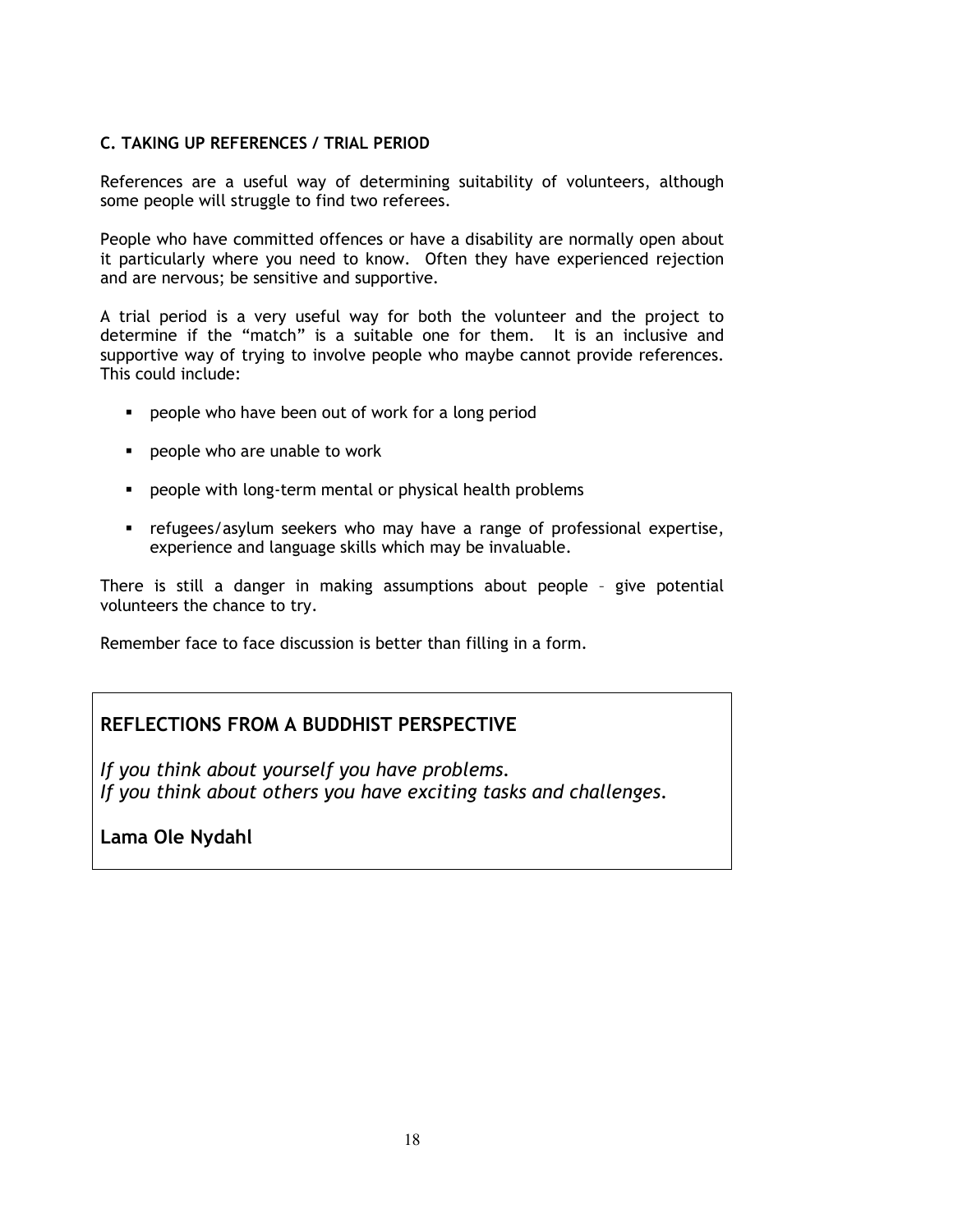### C. TAKING UP REFERENCES / TRIAL PERIOD

References are a useful way of determining suitability of volunteers, although some people will struggle to find two referees.

People who have committed offences or have a disability are normally open about it particularly where you need to know. Often they have experienced rejection and are nervous; be sensitive and supportive.

A trial period is a very useful way for both the volunteer and the project to determine if the "match" is a suitable one for them. It is an inclusive and supportive way of trying to involve people who maybe cannot provide references. This could include:

- people who have been out of work for a long period
- people who are unable to work
- people with long-term mental or physical health problems
- refugees/asylum seekers who may have a range of professional expertise, experience and language skills which may be invaluable.

There is still a danger in making assumptions about people – give potential volunteers the chance to try.

Remember face to face discussion is better than filling in a form.

---

**REFLECTIONS FROM A BUDDHIST PERSPECTIVE**

*If you think about yourself you have problems.*
*If you think about others you have exciting tasks and challenges.*

**Lama Ole Nydahl**

---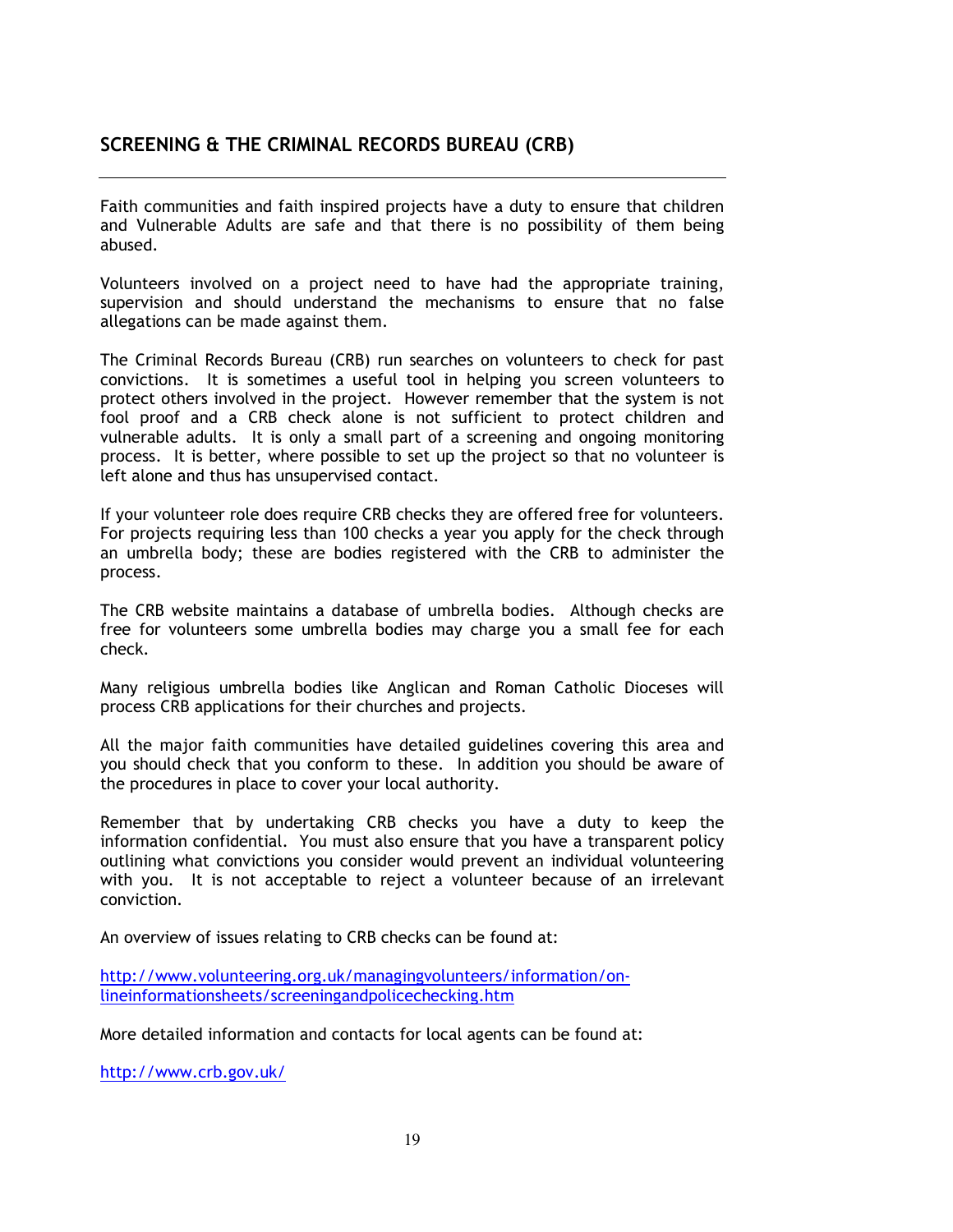## SCREENING & THE CRIMINAL RECORDS BUREAU (CRB)

---

Faith communities and faith inspired projects have a duty to ensure that children and Vulnerable Adults are safe and that there is no possibility of them being abused.

Volunteers involved on a project need to have had the appropriate training, supervision and should understand the mechanisms to ensure that no false allegations can be made against them.

The Criminal Records Bureau (CRB) run searches on volunteers to check for past convictions. It is sometimes a useful tool in helping you screen volunteers to protect others involved in the project. However remember that the system is not fool proof and a CRB check alone is not sufficient to protect children and vulnerable adults. It is only a small part of a screening and ongoing monitoring process. It is better, where possible to set up the project so that no volunteer is left alone and thus has unsupervised contact.

If your volunteer role does require CRB checks they are offered free for volunteers. For projects requiring less than 100 checks a year you apply for the check through an umbrella body; these are bodies registered with the CRB to administer the process.

The CRB website maintains a database of umbrella bodies. Although checks are free for volunteers some umbrella bodies may charge you a small fee for each check.

Many religious umbrella bodies like Anglican and Roman Catholic Dioceses will process CRB applications for their churches and projects.

All the major faith communities have detailed guidelines covering this area and you should check that you conform to these. In addition you should be aware of the procedures in place to cover your local authority.

Remember that by undertaking CRB checks you have a duty to keep the information confidential. You must also ensure that you have a transparent policy outlining what convictions you consider would prevent an individual volunteering with you. It is not acceptable to reject a volunteer because of an irrelevant conviction.

An overview of issues relating to CRB checks can be found at:

http://www.volunteering.org.uk/managingvolunteers/information/on-lineinformationsheets/screeningandpolicechecking.htm

More detailed information and contacts for local agents can be found at:

http://www.crb.gov.uk/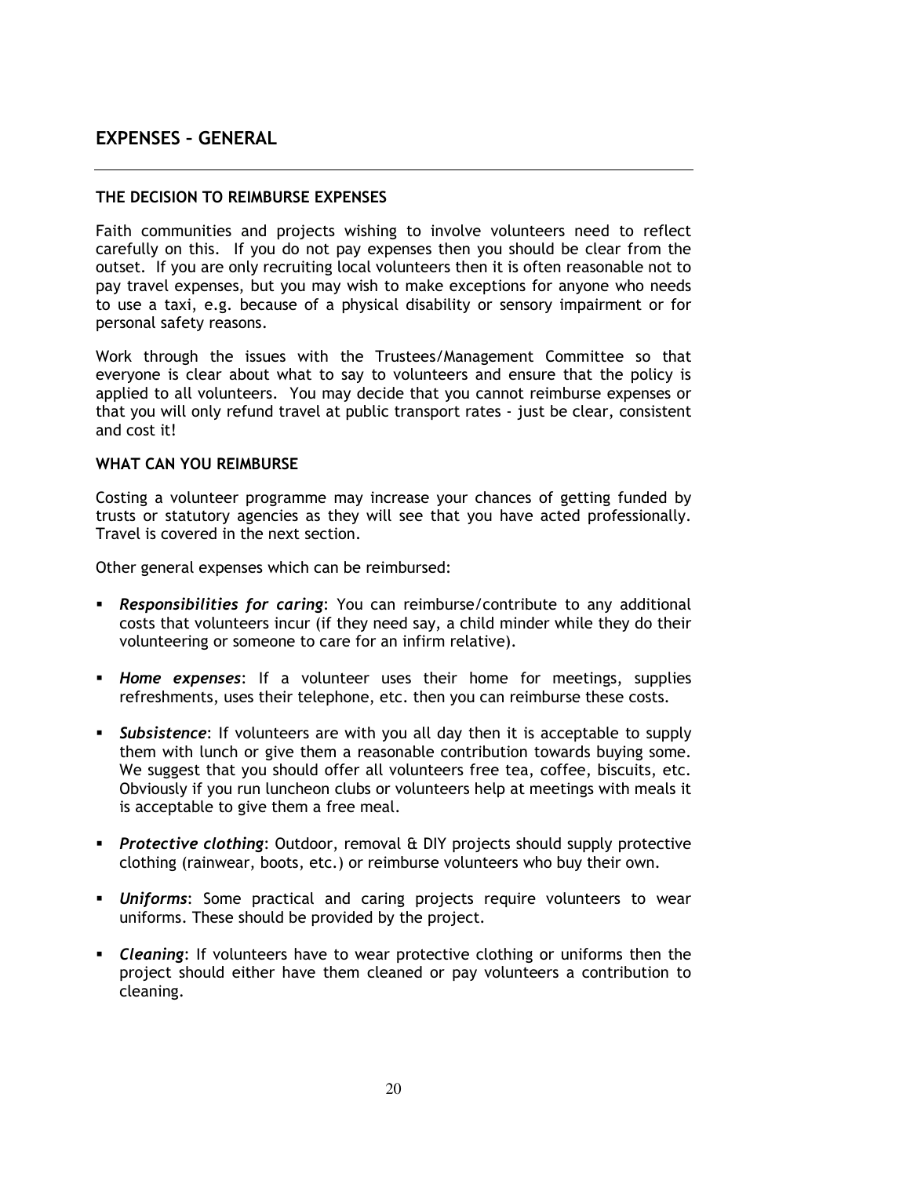## EXPENSES – GENERAL

### THE DECISION TO REIMBURSE EXPENSES

Faith communities and projects wishing to involve volunteers need to reflect carefully on this. If you do not pay expenses then you should be clear from the outset. If you are only recruiting local volunteers then it is often reasonable not to pay travel expenses, but you may wish to make exceptions for anyone who needs to use a taxi, e.g. because of a physical disability or sensory impairment or for personal safety reasons.

Work through the issues with the Trustees/Management Committee so that everyone is clear about what to say to volunteers and ensure that the policy is applied to all volunteers. You may decide that you cannot reimburse expenses or that you will only refund travel at public transport rates - just be clear, consistent and cost it!

### WHAT CAN YOU REIMBURSE

Costing a volunteer programme may increase your chances of getting funded by trusts or statutory agencies as they will see that you have acted professionally. Travel is covered in the next section.

Other general expenses which can be reimbursed:

- ***Responsibilities for caring***: You can reimburse/contribute to any additional costs that volunteers incur (if they need say, a child minder while they do their volunteering or someone to care for an infirm relative).
- ***Home expenses***: If a volunteer uses their home for meetings, supplies refreshments, uses their telephone, etc. then you can reimburse these costs.
- ***Subsistence***: If volunteers are with you all day then it is acceptable to supply them with lunch or give them a reasonable contribution towards buying some. We suggest that you should offer all volunteers free tea, coffee, biscuits, etc. Obviously if you run luncheon clubs or volunteers help at meetings with meals it is acceptable to give them a free meal.
- ***Protective clothing***: Outdoor, removal & DIY projects should supply protective clothing (rainwear, boots, etc.) or reimburse volunteers who buy their own.
- ***Uniforms***: Some practical and caring projects require volunteers to wear uniforms. These should be provided by the project.
- ***Cleaning***: If volunteers have to wear protective clothing or uniforms then the project should either have them cleaned or pay volunteers a contribution to cleaning.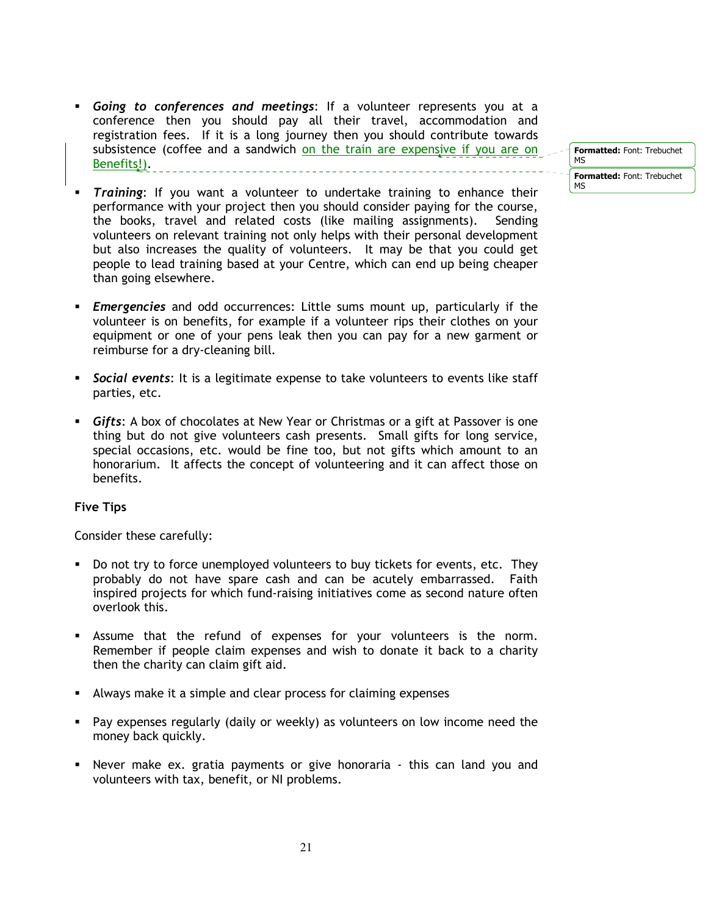- ***Going to conferences and meetings***: If a volunteer represents you at a conference then you should pay all their travel, accommodation and registration fees. If it is a long journey then you should contribute towards subsistence (coffee and a sandwich on the train are expensive if you are on Benefits!).

- ***Training***: If you want a volunteer to undertake training to enhance their performance with your project then you should consider paying for the course, the books, travel and related costs (like mailing assignments). Sending volunteers on relevant training not only helps with their personal development but also increases the quality of volunteers. It may be that you could get people to lead training based at your Centre, which can end up being cheaper than going elsewhere.

- ***Emergencies*** and odd occurrences: Little sums mount up, particularly if the volunteer is on benefits, for example if a volunteer rips their clothes on your equipment or one of your pens leak then you can pay for a new garment or reimburse for a dry-cleaning bill.

- ***Social events***: It is a legitimate expense to take volunteers to events like staff parties, etc.

- ***Gifts***: A box of chocolates at New Year or Christmas or a gift at Passover is one thing but do not give volunteers cash presents. Small gifts for long service, special occasions, etc. would be fine too, but not gifts which amount to an honorarium. It affects the concept of volunteering and it can affect those on benefits.

**Five Tips**

Consider these carefully:

- Do not try to force unemployed volunteers to buy tickets for events, etc. They probably do not have spare cash and can be acutely embarrassed. Faith inspired projects for which fund-raising initiatives come as second nature often overlook this.

- Assume that the refund of expenses for your volunteers is the norm. Remember if people claim expenses and wish to donate it back to a charity then the charity can claim gift aid.

- Always make it a simple and clear process for claiming expenses

- Pay expenses regularly (daily or weekly) as volunteers on low income need the money back quickly.

- Never make ex. gratia payments or give honoraria - this can land you and volunteers with tax, benefit, or NI problems.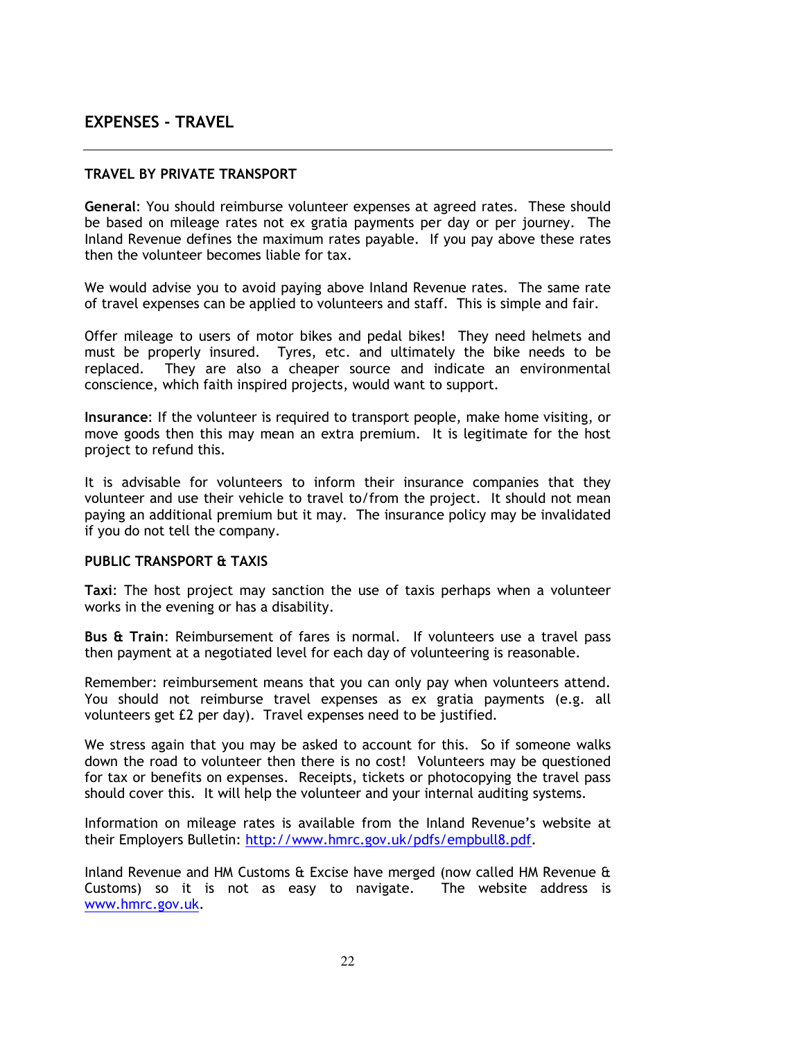## EXPENSES - TRAVEL

### TRAVEL BY PRIVATE TRANSPORT

**General**: You should reimburse volunteer expenses at agreed rates. These should be based on mileage rates not ex gratia payments per day or per journey. The Inland Revenue defines the maximum rates payable. If you pay above these rates then the volunteer becomes liable for tax.

We would advise you to avoid paying above Inland Revenue rates. The same rate of travel expenses can be applied to volunteers and staff. This is simple and fair.

Offer mileage to users of motor bikes and pedal bikes! They need helmets and must be properly insured. Tyres, etc. and ultimately the bike needs to be replaced. They are also a cheaper source and indicate an environmental conscience, which faith inspired projects, would want to support.

**Insurance**: If the volunteer is required to transport people, make home visiting, or move goods then this may mean an extra premium. It is legitimate for the host project to refund this.

It is advisable for volunteers to inform their insurance companies that they volunteer and use their vehicle to travel to/from the project. It should not mean paying an additional premium but it may. The insurance policy may be invalidated if you do not tell the company.

### PUBLIC TRANSPORT & TAXIS

**Taxi**: The host project may sanction the use of taxis perhaps when a volunteer works in the evening or has a disability.

**Bus & Train**: Reimbursement of fares is normal. If volunteers use a travel pass then payment at a negotiated level for each day of volunteering is reasonable.

Remember: reimbursement means that you can only pay when volunteers attend. You should not reimburse travel expenses as ex gratia payments (e.g. all volunteers get £2 per day). Travel expenses need to be justified.

We stress again that you may be asked to account for this. So if someone walks down the road to volunteer then there is no cost! Volunteers may be questioned for tax or benefits on expenses. Receipts, tickets or photocopying the travel pass should cover this. It will help the volunteer and your internal auditing systems.

Information on mileage rates is available from the Inland Revenue's website at their Employers Bulletin: [http://www.hmrc.gov.uk/pdfs/empbull8.pdf](http://www.hmrc.gov.uk/pdfs/empbull8.pdf).

Inland Revenue and HM Customs & Excise have merged (now called HM Revenue & Customs) so it is not as easy to navigate. The website address is [www.hmrc.gov.uk](http://www.hmrc.gov.uk).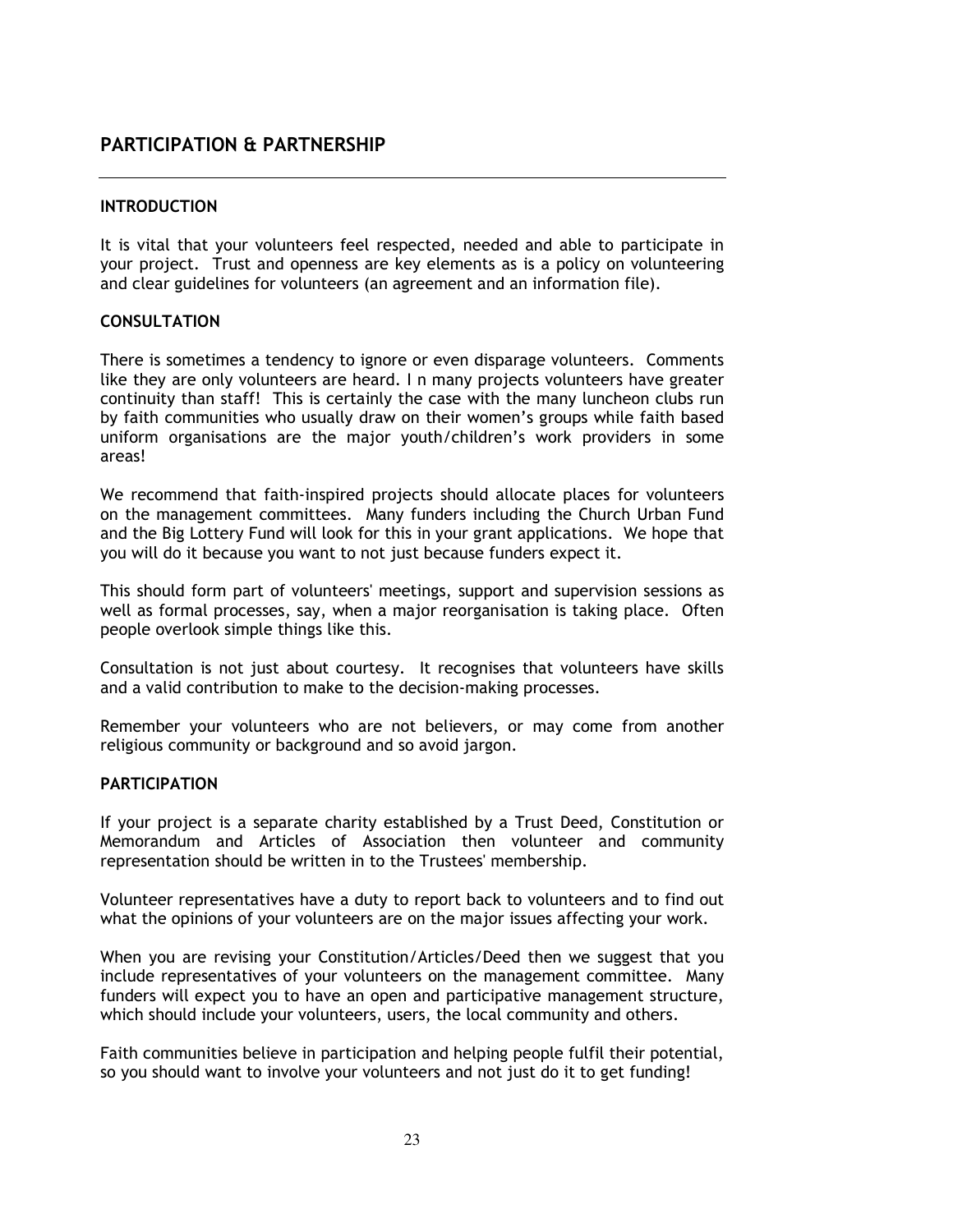## PARTICIPATION & PARTNERSHIP

---

### INTRODUCTION

It is vital that your volunteers feel respected, needed and able to participate in your project. Trust and openness are key elements as is a policy on volunteering and clear guidelines for volunteers (an agreement and an information file).

### CONSULTATION

There is sometimes a tendency to ignore or even disparage volunteers. Comments like they are only volunteers are heard. I n many projects volunteers have greater continuity than staff! This is certainly the case with the many luncheon clubs run by faith communities who usually draw on their women's groups while faith based uniform organisations are the major youth/children's work providers in some areas!

We recommend that faith-inspired projects should allocate places for volunteers on the management committees. Many funders including the Church Urban Fund and the Big Lottery Fund will look for this in your grant applications. We hope that you will do it because you want to not just because funders expect it.

This should form part of volunteers' meetings, support and supervision sessions as well as formal processes, say, when a major reorganisation is taking place. Often people overlook simple things like this.

Consultation is not just about courtesy. It recognises that volunteers have skills and a valid contribution to make to the decision-making processes.

Remember your volunteers who are not believers, or may come from another religious community or background and so avoid jargon.

### PARTICIPATION

If your project is a separate charity established by a Trust Deed, Constitution or Memorandum and Articles of Association then volunteer and community representation should be written in to the Trustees' membership.

Volunteer representatives have a duty to report back to volunteers and to find out what the opinions of your volunteers are on the major issues affecting your work.

When you are revising your Constitution/Articles/Deed then we suggest that you include representatives of your volunteers on the management committee. Many funders will expect you to have an open and participative management structure, which should include your volunteers, users, the local community and others.

Faith communities believe in participation and helping people fulfil their potential, so you should want to involve your volunteers and not just do it to get funding!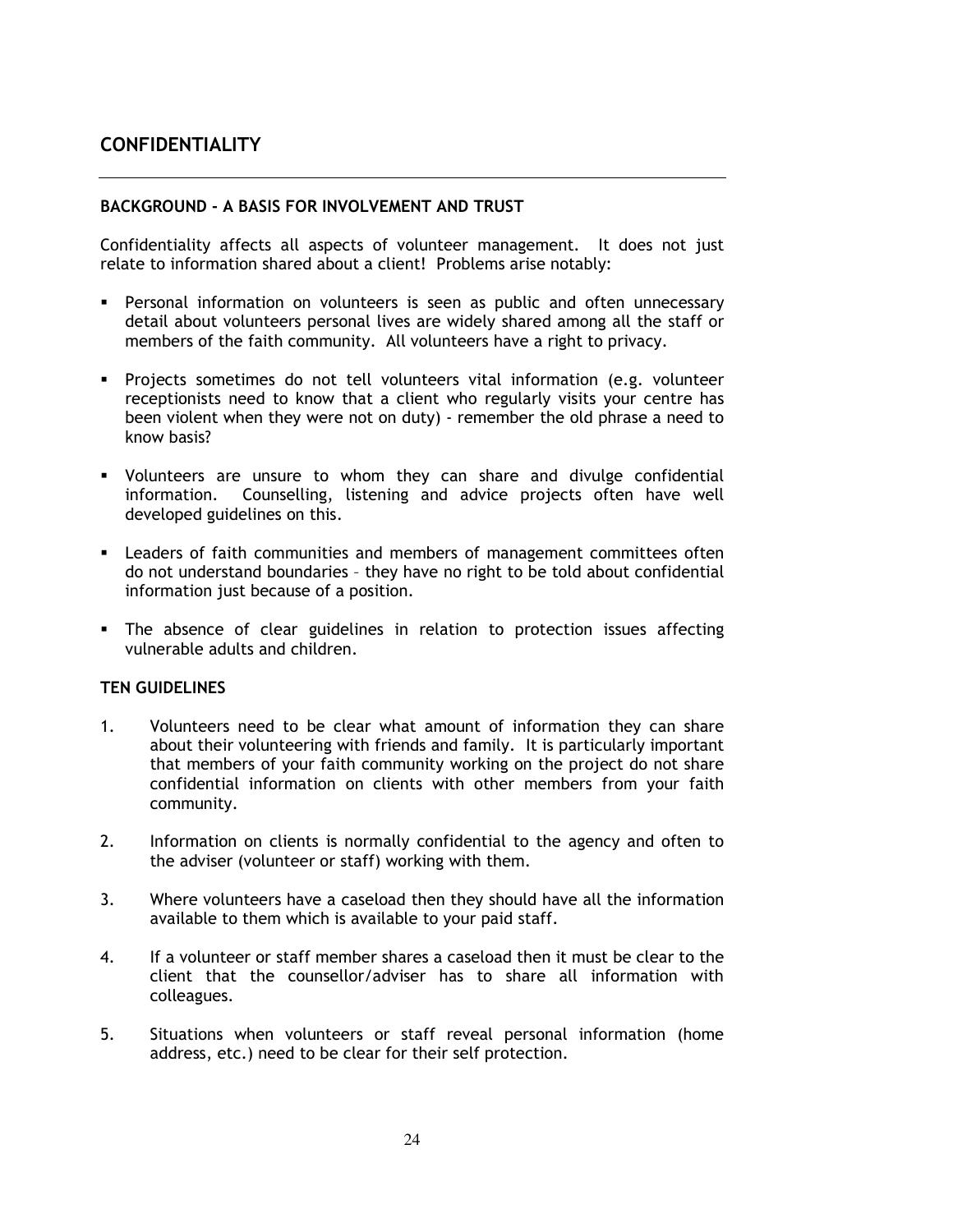## CONFIDENTIALITY

---

### BACKGROUND - A BASIS FOR INVOLVEMENT AND TRUST

Confidentiality affects all aspects of volunteer management. It does not just relate to information shared about a client! Problems arise notably:

- Personal information on volunteers is seen as public and often unnecessary detail about volunteers personal lives are widely shared among all the staff or members of the faith community. All volunteers have a right to privacy.
- Projects sometimes do not tell volunteers vital information (e.g. volunteer receptionists need to know that a client who regularly visits your centre has been violent when they were not on duty) - remember the old phrase a need to know basis?
- Volunteers are unsure to whom they can share and divulge confidential information. Counselling, listening and advice projects often have well developed guidelines on this.
- Leaders of faith communities and members of management committees often do not understand boundaries – they have no right to be told about confidential information just because of a position.
- The absence of clear guidelines in relation to protection issues affecting vulnerable adults and children.

### TEN GUIDELINES

1. Volunteers need to be clear what amount of information they can share about their volunteering with friends and family. It is particularly important that members of your faith community working on the project do not share confidential information on clients with other members from your faith community.
2. Information on clients is normally confidential to the agency and often to the adviser (volunteer or staff) working with them.
3. Where volunteers have a caseload then they should have all the information available to them which is available to your paid staff.
4. If a volunteer or staff member shares a caseload then it must be clear to the client that the counsellor/adviser has to share all information with colleagues.
5. Situations when volunteers or staff reveal personal information (home address, etc.) need to be clear for their self protection.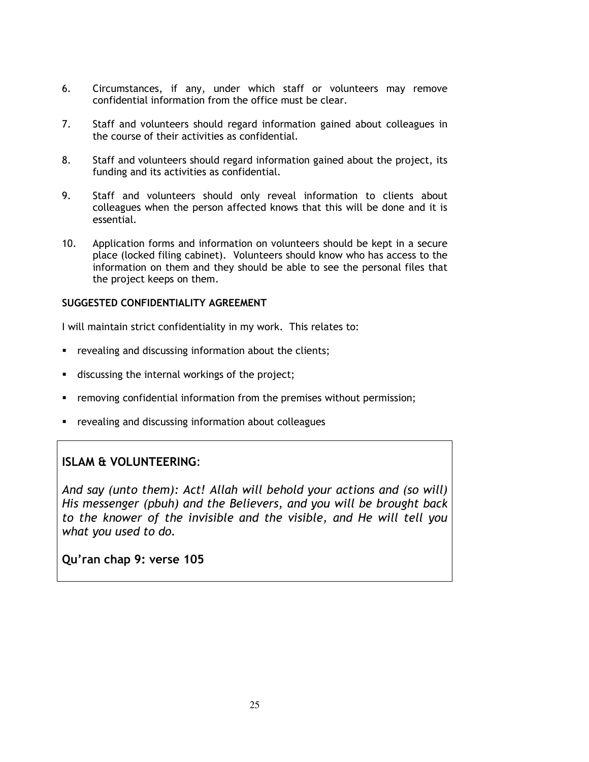6. Circumstances, if any, under which staff or volunteers may remove confidential information from the office must be clear.

7. Staff and volunteers should regard information gained about colleagues in the course of their activities as confidential.

8. Staff and volunteers should regard information gained about the project, its funding and its activities as confidential.

9. Staff and volunteers should only reveal information to clients about colleagues when the person affected knows that this will be done and it is essential.

10. Application forms and information on volunteers should be kept in a secure place (locked filing cabinet). Volunteers should know who has access to the information on them and they should be able to see the personal files that the project keeps on them.

**SUGGESTED CONFIDENTIALITY AGREEMENT**

I will maintain strict confidentiality in my work. This relates to:

- revealing and discussing information about the clients;
- discussing the internal workings of the project;
- removing confidential information from the premises without permission;
- revealing and discussing information about colleagues

**ISLAM & VOLUNTEERING**:

*And say (unto them): Act! Allah will behold your actions and (so will) His messenger (pbuh) and the Believers, and you will be brought back to the knower of the invisible and the visible, and He will tell you what you used to do.*

**Qu'ran chap 9: verse 105**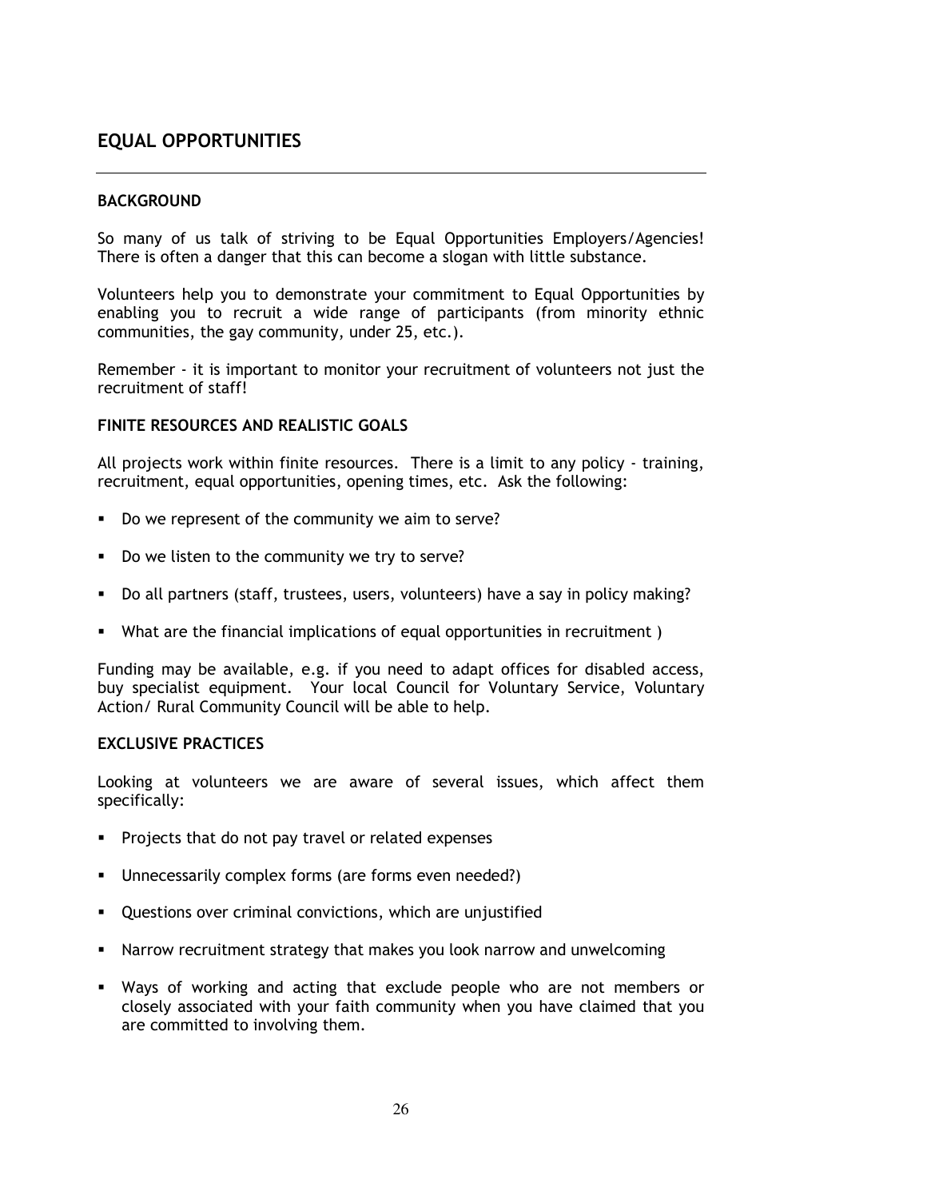## EQUAL OPPORTUNITIES

---

### BACKGROUND

So many of us talk of striving to be Equal Opportunities Employers/Agencies! There is often a danger that this can become a slogan with little substance.

Volunteers help you to demonstrate your commitment to Equal Opportunities by enabling you to recruit a wide range of participants (from minority ethnic communities, the gay community, under 25, etc.).

Remember - it is important to monitor your recruitment of volunteers not just the recruitment of staff!

### FINITE RESOURCES AND REALISTIC GOALS

All projects work within finite resources. There is a limit to any policy - training, recruitment, equal opportunities, opening times, etc. Ask the following:

- Do we represent of the community we aim to serve?
- Do we listen to the community we try to serve?
- Do all partners (staff, trustees, users, volunteers) have a say in policy making?
- What are the financial implications of equal opportunities in recruitment )

Funding may be available, e.g. if you need to adapt offices for disabled access, buy specialist equipment. Your local Council for Voluntary Service, Voluntary Action/ Rural Community Council will be able to help.

### EXCLUSIVE PRACTICES

Looking at volunteers we are aware of several issues, which affect them specifically:

- Projects that do not pay travel or related expenses
- Unnecessarily complex forms (are forms even needed?)
- Questions over criminal convictions, which are unjustified
- Narrow recruitment strategy that makes you look narrow and unwelcoming
- Ways of working and acting that exclude people who are not members or closely associated with your faith community when you have claimed that you are committed to involving them.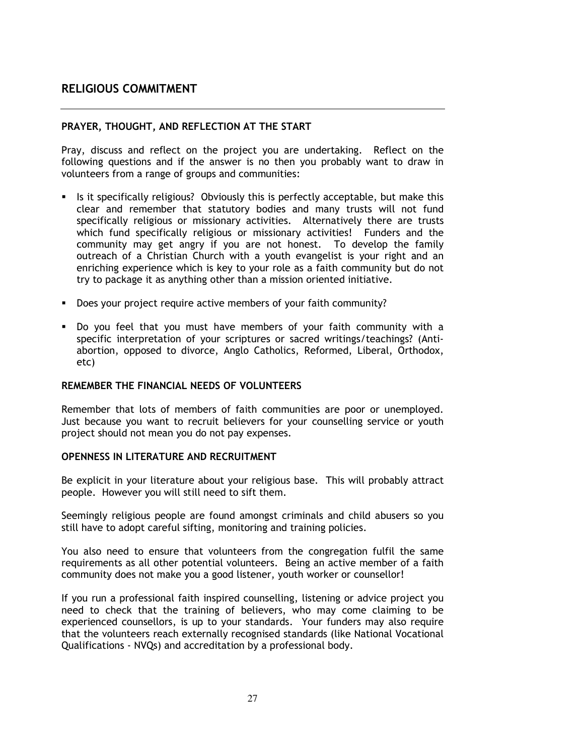## RELIGIOUS COMMITMENT

### PRAYER, THOUGHT, AND REFLECTION AT THE START

Pray, discuss and reflect on the project you are undertaking. Reflect on the following questions and if the answer is no then you probably want to draw in volunteers from a range of groups and communities:

- Is it specifically religious? Obviously this is perfectly acceptable, but make this clear and remember that statutory bodies and many trusts will not fund specifically religious or missionary activities. Alternatively there are trusts which fund specifically religious or missionary activities! Funders and the community may get angry if you are not honest. To develop the family outreach of a Christian Church with a youth evangelist is your right and an enriching experience which is key to your role as a faith community but do not try to package it as anything other than a mission oriented initiative.
- Does your project require active members of your faith community?
- Do you feel that you must have members of your faith community with a specific interpretation of your scriptures or sacred writings/teachings? (Anti-abortion, opposed to divorce, Anglo Catholics, Reformed, Liberal, Orthodox, etc)

### REMEMBER THE FINANCIAL NEEDS OF VOLUNTEERS

Remember that lots of members of faith communities are poor or unemployed. Just because you want to recruit believers for your counselling service or youth project should not mean you do not pay expenses.

### OPENNESS IN LITERATURE AND RECRUITMENT

Be explicit in your literature about your religious base. This will probably attract people. However you will still need to sift them.

Seemingly religious people are found amongst criminals and child abusers so you still have to adopt careful sifting, monitoring and training policies.

You also need to ensure that volunteers from the congregation fulfil the same requirements as all other potential volunteers. Being an active member of a faith community does not make you a good listener, youth worker or counsellor!

If you run a professional faith inspired counselling, listening or advice project you need to check that the training of believers, who may come claiming to be experienced counsellors, is up to your standards. Your funders may also require that the volunteers reach externally recognised standards (like National Vocational Qualifications - NVQs) and accreditation by a professional body.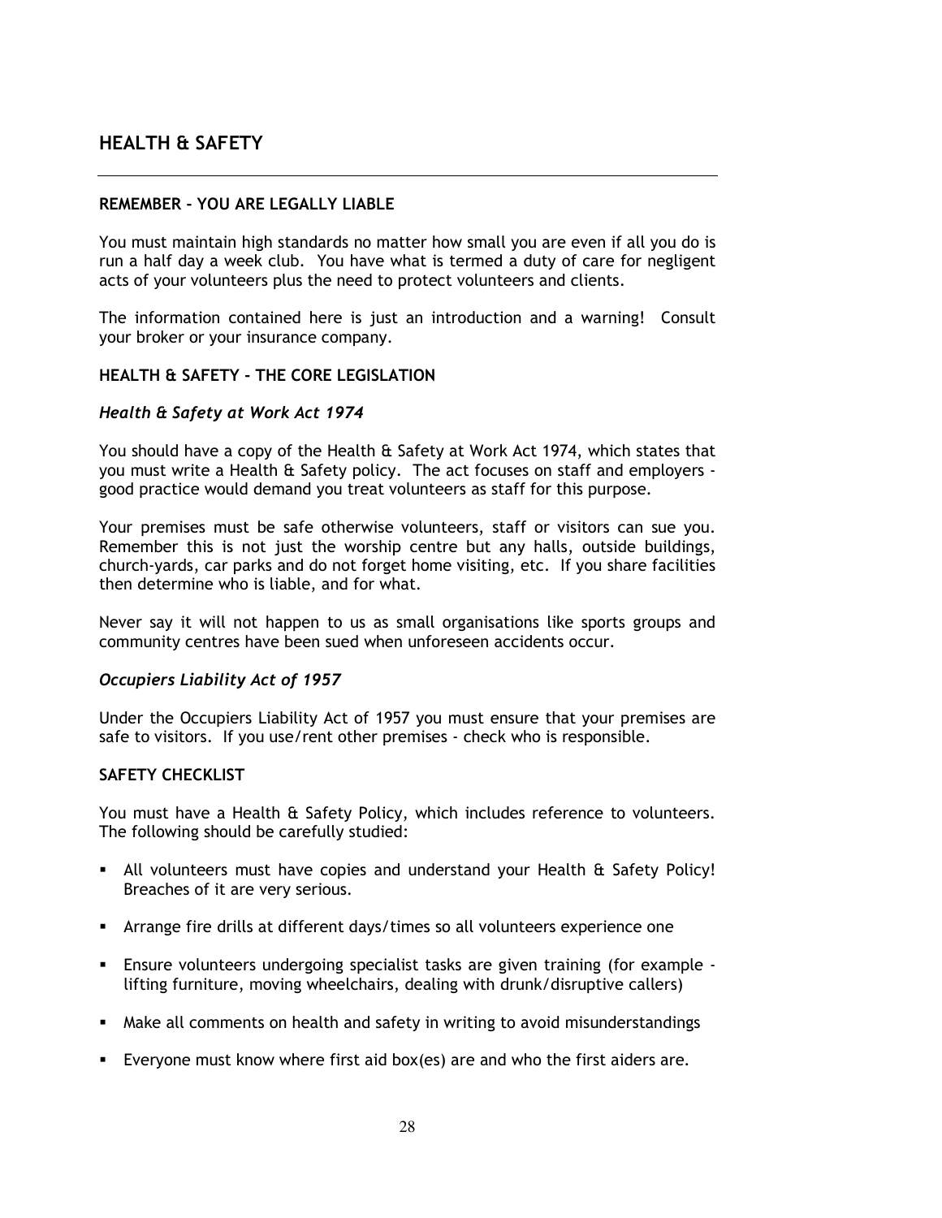## HEALTH & SAFETY

---

**REMEMBER - YOU ARE LEGALLY LIABLE**

You must maintain high standards no matter how small you are even if all you do is run a half day a week club. You have what is termed a duty of care for negligent acts of your volunteers plus the need to protect volunteers and clients.

The information contained here is just an introduction and a warning! Consult your broker or your insurance company.

**HEALTH & SAFETY - THE CORE LEGISLATION**

***Health & Safety at Work Act 1974***

You should have a copy of the Health & Safety at Work Act 1974, which states that you must write a Health & Safety policy. The act focuses on staff and employers - good practice would demand you treat volunteers as staff for this purpose.

Your premises must be safe otherwise volunteers, staff or visitors can sue you. Remember this is not just the worship centre but any halls, outside buildings, church-yards, car parks and do not forget home visiting, etc. If you share facilities then determine who is liable, and for what.

Never say it will not happen to us as small organisations like sports groups and community centres have been sued when unforeseen accidents occur.

***Occupiers Liability Act of 1957***

Under the Occupiers Liability Act of 1957 you must ensure that your premises are safe to visitors. If you use/rent other premises - check who is responsible.

**SAFETY CHECKLIST**

You must have a Health & Safety Policy, which includes reference to volunteers. The following should be carefully studied:

- All volunteers must have copies and understand your Health & Safety Policy! Breaches of it are very serious.
- Arrange fire drills at different days/times so all volunteers experience one
- Ensure volunteers undergoing specialist tasks are given training (for example - lifting furniture, moving wheelchairs, dealing with drunk/disruptive callers)
- Make all comments on health and safety in writing to avoid misunderstandings
- Everyone must know where first aid box(es) are and who the first aiders are.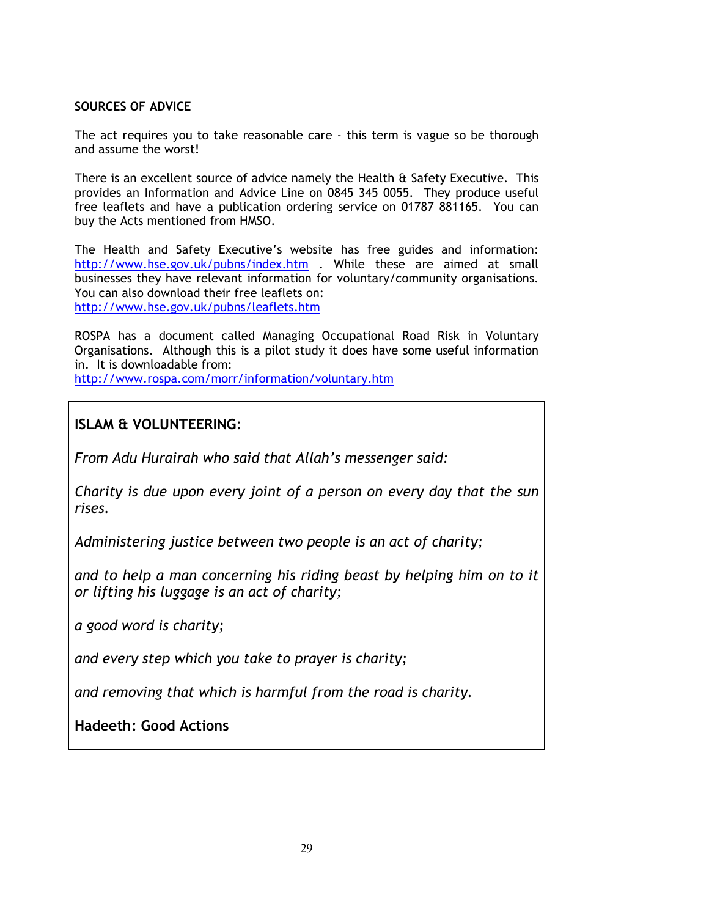**SOURCES OF ADVICE**

The act requires you to take reasonable care - this term is vague so be thorough and assume the worst!

There is an excellent source of advice namely the Health & Safety Executive. This provides an Information and Advice Line on 0845 345 0055. They produce useful free leaflets and have a publication ordering service on 01787 881165. You can buy the Acts mentioned from HMSO.

The Health and Safety Executive's website has free guides and information: http://www.hse.gov.uk/pubns/index.htm . While these are aimed at small businesses they have relevant information for voluntary/community organisations. You can also download their free leaflets on:
http://www.hse.gov.uk/pubns/leaflets.htm

ROSPA has a document called Managing Occupational Road Risk in Voluntary Organisations. Although this is a pilot study it does have some useful information in. It is downloadable from:
http://www.rospa.com/morr/information/voluntary.htm

**ISLAM & VOLUNTEERING**:

*From Adu Hurairah who said that Allah's messenger said:*

*Charity is due upon every joint of a person on every day that the sun rises.*

*Administering justice between two people is an act of charity;*

*and to help a man concerning his riding beast by helping him on to it or lifting his luggage is an act of charity;*

*a good word is charity;*

*and every step which you take to prayer is charity;*

*and removing that which is harmful from the road is charity.*

**Hadeeth: Good Actions**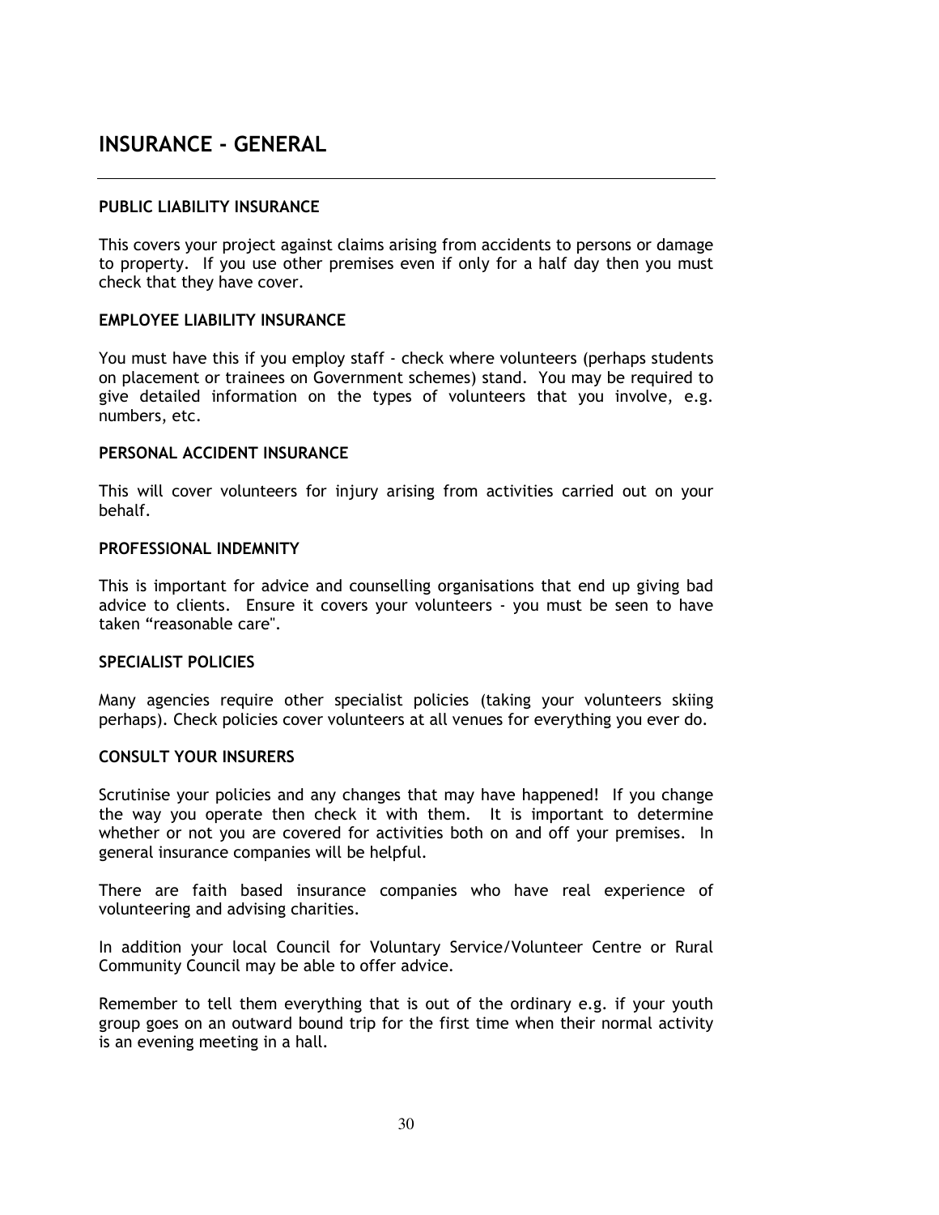# INSURANCE - GENERAL

---

### PUBLIC LIABILITY INSURANCE

This covers your project against claims arising from accidents to persons or damage to property. If you use other premises even if only for a half day then you must check that they have cover.

### EMPLOYEE LIABILITY INSURANCE

You must have this if you employ staff - check where volunteers (perhaps students on placement or trainees on Government schemes) stand. You may be required to give detailed information on the types of volunteers that you involve, e.g. numbers, etc.

### PERSONAL ACCIDENT INSURANCE

This will cover volunteers for injury arising from activities carried out on your behalf.

### PROFESSIONAL INDEMNITY

This is important for advice and counselling organisations that end up giving bad advice to clients. Ensure it covers your volunteers - you must be seen to have taken "reasonable care".

### SPECIALIST POLICIES

Many agencies require other specialist policies (taking your volunteers skiing perhaps). Check policies cover volunteers at all venues for everything you ever do.

### CONSULT YOUR INSURERS

Scrutinise your policies and any changes that may have happened! If you change the way you operate then check it with them. It is important to determine whether or not you are covered for activities both on and off your premises. In general insurance companies will be helpful.

There are faith based insurance companies who have real experience of volunteering and advising charities.

In addition your local Council for Voluntary Service/Volunteer Centre or Rural Community Council may be able to offer advice.

Remember to tell them everything that is out of the ordinary e.g. if your youth group goes on an outward bound trip for the first time when their normal activity is an evening meeting in a hall.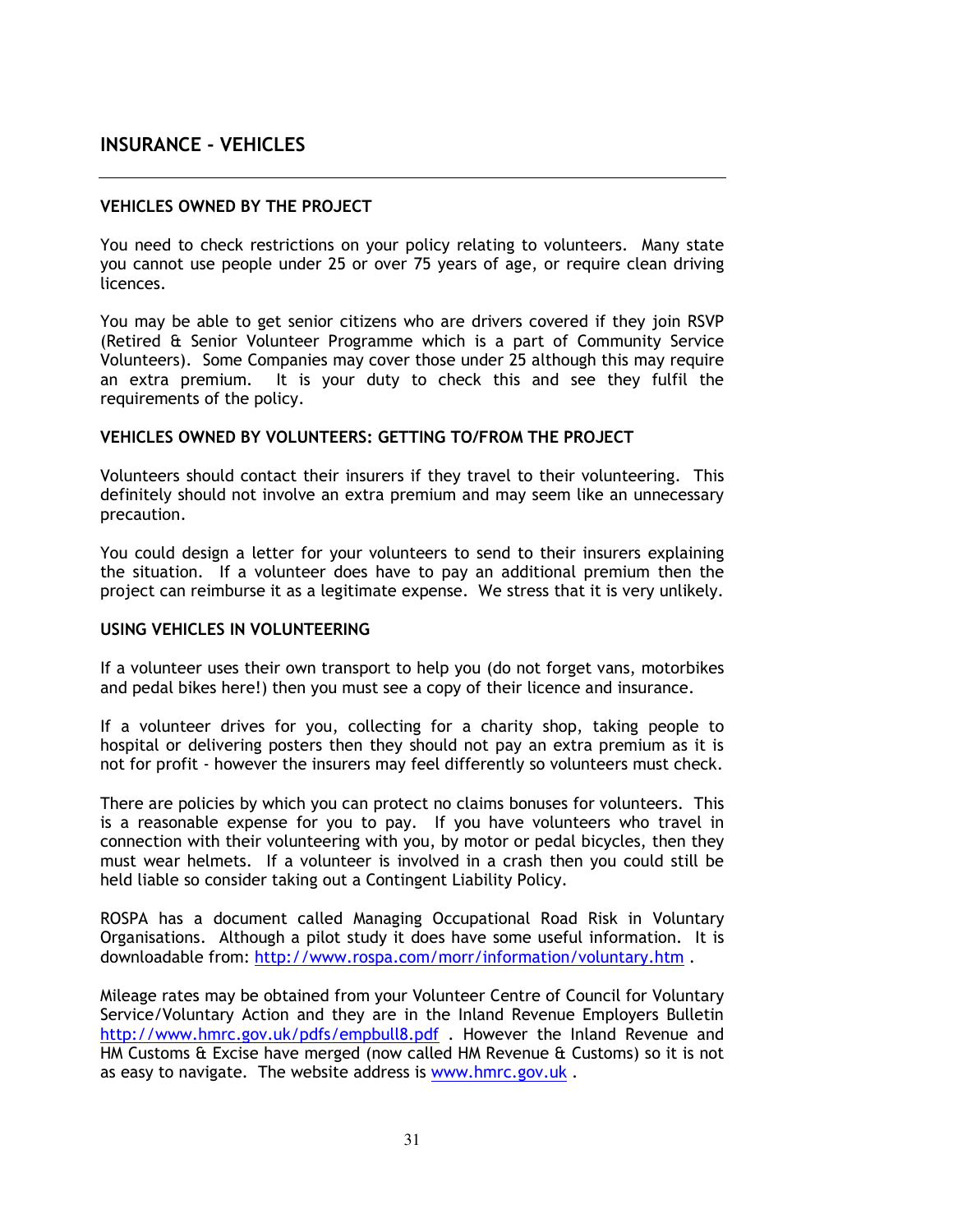## INSURANCE - VEHICLES

---

### VEHICLES OWNED BY THE PROJECT

You need to check restrictions on your policy relating to volunteers. Many state you cannot use people under 25 or over 75 years of age, or require clean driving licences.

You may be able to get senior citizens who are drivers covered if they join RSVP (Retired & Senior Volunteer Programme which is a part of Community Service Volunteers). Some Companies may cover those under 25 although this may require an extra premium. It is your duty to check this and see they fulfil the requirements of the policy.

### VEHICLES OWNED BY VOLUNTEERS: GETTING TO/FROM THE PROJECT

Volunteers should contact their insurers if they travel to their volunteering. This definitely should not involve an extra premium and may seem like an unnecessary precaution.

You could design a letter for your volunteers to send to their insurers explaining the situation. If a volunteer does have to pay an additional premium then the project can reimburse it as a legitimate expense. We stress that it is very unlikely.

### USING VEHICLES IN VOLUNTEERING

If a volunteer uses their own transport to help you (do not forget vans, motorbikes and pedal bikes here!) then you must see a copy of their licence and insurance.

If a volunteer drives for you, collecting for a charity shop, taking people to hospital or delivering posters then they should not pay an extra premium as it is not for profit - however the insurers may feel differently so volunteers must check.

There are policies by which you can protect no claims bonuses for volunteers. This is a reasonable expense for you to pay. If you have volunteers who travel in connection with their volunteering with you, by motor or pedal bicycles, then they must wear helmets. If a volunteer is involved in a crash then you could still be held liable so consider taking out a Contingent Liability Policy.

ROSPA has a document called Managing Occupational Road Risk in Voluntary Organisations. Although a pilot study it does have some useful information. It is downloadable from: http://www.rospa.com/morr/information/voluntary.htm .

Mileage rates may be obtained from your Volunteer Centre of Council for Voluntary Service/Voluntary Action and they are in the Inland Revenue Employers Bulletin http://www.hmrc.gov.uk/pdfs/empbull8.pdf . However the Inland Revenue and HM Customs & Excise have merged (now called HM Revenue & Customs) so it is not as easy to navigate. The website address is www.hmrc.gov.uk .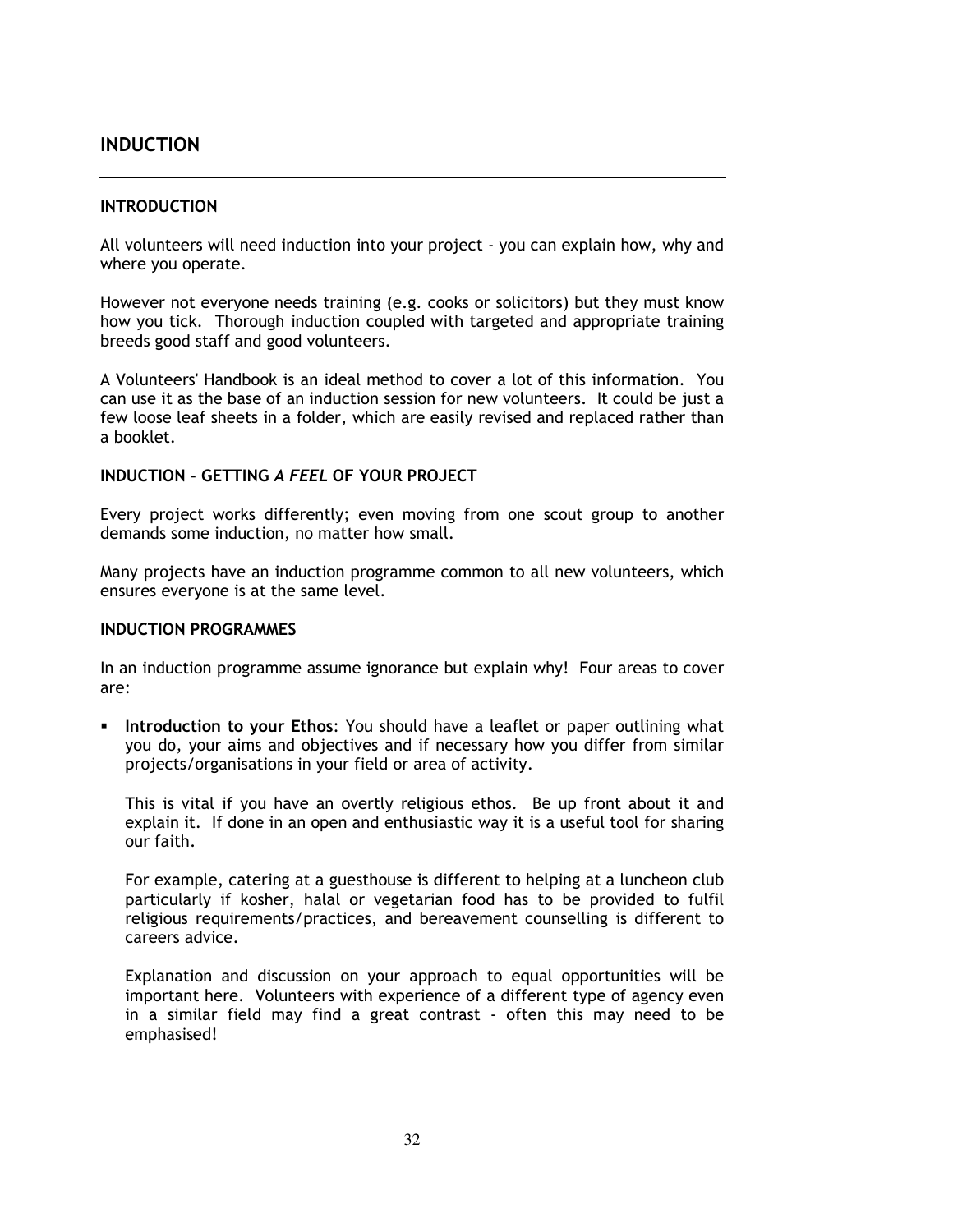# INDUCTION

---

## INTRODUCTION

All volunteers will need induction into your project - you can explain how, why and where you operate.

However not everyone needs training (e.g. cooks or solicitors) but they must know how you tick. Thorough induction coupled with targeted and appropriate training breeds good staff and good volunteers.

A Volunteers' Handbook is an ideal method to cover a lot of this information. You can use it as the base of an induction session for new volunteers. It could be just a few loose leaf sheets in a folder, which are easily revised and replaced rather than a booklet.

## INDUCTION - GETTING *A FEEL* OF YOUR PROJECT

Every project works differently; even moving from one scout group to another demands some induction, no matter how small.

Many projects have an induction programme common to all new volunteers, which ensures everyone is at the same level.

## INDUCTION PROGRAMMES

In an induction programme assume ignorance but explain why! Four areas to cover are:

- **Introduction to your Ethos**: You should have a leaflet or paper outlining what you do, your aims and objectives and if necessary how you differ from similar projects/organisations in your field or area of activity.

  This is vital if you have an overtly religious ethos. Be up front about it and explain it. If done in an open and enthusiastic way it is a useful tool for sharing our faith.

  For example, catering at a guesthouse is different to helping at a luncheon club particularly if kosher, halal or vegetarian food has to be provided to fulfil religious requirements/practices, and bereavement counselling is different to careers advice.

  Explanation and discussion on your approach to equal opportunities will be important here. Volunteers with experience of a different type of agency even in a similar field may find a great contrast - often this may need to be emphasised!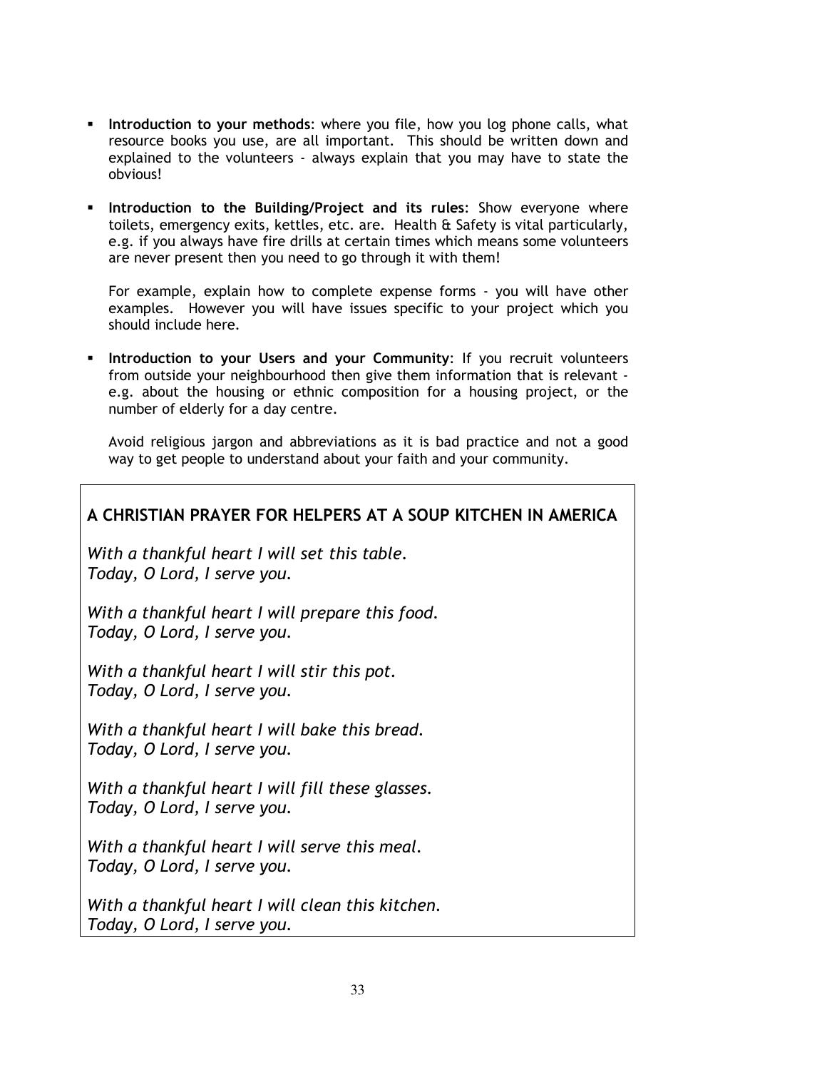- **Introduction to your methods**: where you file, how you log phone calls, what resource books you use, are all important. This should be written down and explained to the volunteers - always explain that you may have to state the obvious!

- **Introduction to the Building/Project and its rules**: Show everyone where toilets, emergency exits, kettles, etc. are. Health & Safety is vital particularly, e.g. if you always have fire drills at certain times which means some volunteers are never present then you need to go through it with them!

  For example, explain how to complete expense forms - you will have other examples. However you will have issues specific to your project which you should include here.

- **Introduction to your Users and your Community**: If you recruit volunteers from outside your neighbourhood then give them information that is relevant - e.g. about the housing or ethnic composition for a housing project, or the number of elderly for a day centre.

  Avoid religious jargon and abbreviations as it is bad practice and not a good way to get people to understand about your faith and your community.

**A CHRISTIAN PRAYER FOR HELPERS AT A SOUP KITCHEN IN AMERICA**

*With a thankful heart I will set this table.*
*Today, O Lord, I serve you.*

*With a thankful heart I will prepare this food.*
*Today, O Lord, I serve you.*

*With a thankful heart I will stir this pot.*
*Today, O Lord, I serve you.*

*With a thankful heart I will bake this bread.*
*Today, O Lord, I serve you.*

*With a thankful heart I will fill these glasses.*
*Today, O Lord, I serve you.*

*With a thankful heart I will serve this meal.*
*Today, O Lord, I serve you.*

*With a thankful heart I will clean this kitchen.*
*Today, O Lord, I serve you.*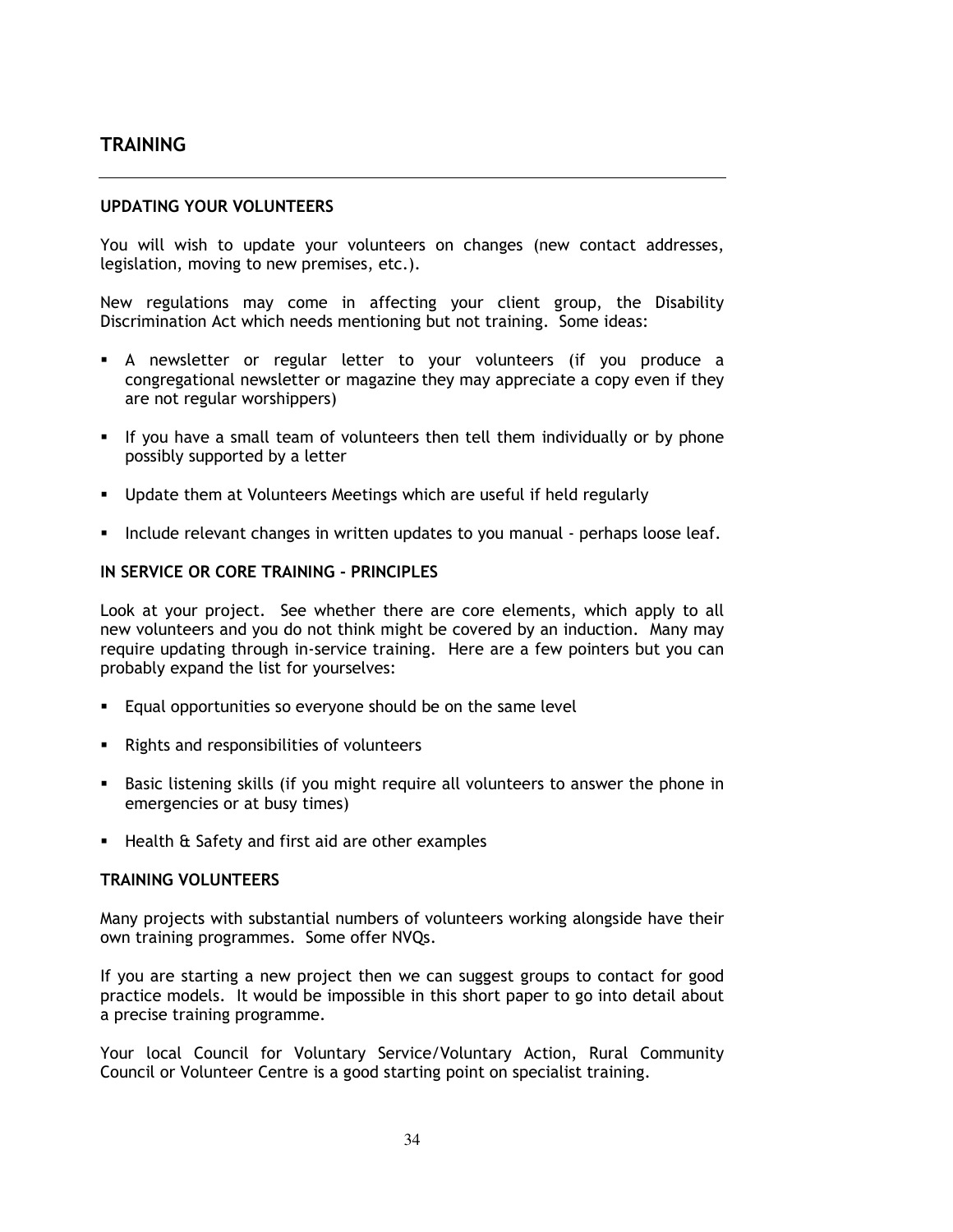## TRAINING

---

### UPDATING YOUR VOLUNTEERS

You will wish to update your volunteers on changes (new contact addresses, legislation, moving to new premises, etc.).

New regulations may come in affecting your client group, the Disability Discrimination Act which needs mentioning but not training. Some ideas:

- A newsletter or regular letter to your volunteers (if you produce a congregational newsletter or magazine they may appreciate a copy even if they are not regular worshippers)
- If you have a small team of volunteers then tell them individually or by phone possibly supported by a letter
- Update them at Volunteers Meetings which are useful if held regularly
- Include relevant changes in written updates to you manual - perhaps loose leaf.

### IN SERVICE OR CORE TRAINING - PRINCIPLES

Look at your project. See whether there are core elements, which apply to all new volunteers and you do not think might be covered by an induction. Many may require updating through in-service training. Here are a few pointers but you can probably expand the list for yourselves:

- Equal opportunities so everyone should be on the same level
- Rights and responsibilities of volunteers
- Basic listening skills (if you might require all volunteers to answer the phone in emergencies or at busy times)
- Health & Safety and first aid are other examples

### TRAINING VOLUNTEERS

Many projects with substantial numbers of volunteers working alongside have their own training programmes. Some offer NVQs.

If you are starting a new project then we can suggest groups to contact for good practice models. It would be impossible in this short paper to go into detail about a precise training programme.

Your local Council for Voluntary Service/Voluntary Action, Rural Community Council or Volunteer Centre is a good starting point on specialist training.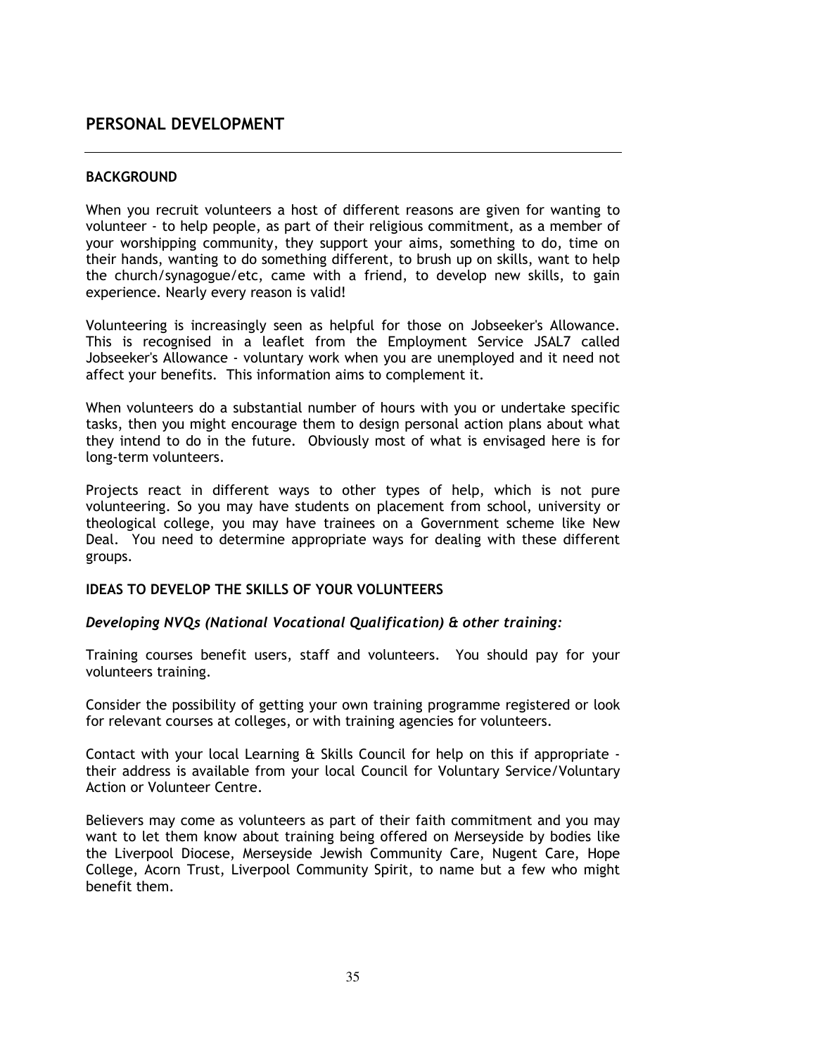## PERSONAL DEVELOPMENT

---

### BACKGROUND

When you recruit volunteers a host of different reasons are given for wanting to volunteer - to help people, as part of their religious commitment, as a member of your worshipping community, they support your aims, something to do, time on their hands, wanting to do something different, to brush up on skills, want to help the church/synagogue/etc, came with a friend, to develop new skills, to gain experience. Nearly every reason is valid!

Volunteering is increasingly seen as helpful for those on Jobseeker's Allowance. This is recognised in a leaflet from the Employment Service JSAL7 called Jobseeker's Allowance - voluntary work when you are unemployed and it need not affect your benefits. This information aims to complement it.

When volunteers do a substantial number of hours with you or undertake specific tasks, then you might encourage them to design personal action plans about what they intend to do in the future. Obviously most of what is envisaged here is for long-term volunteers.

Projects react in different ways to other types of help, which is not pure volunteering. So you may have students on placement from school, university or theological college, you may have trainees on a Government scheme like New Deal. You need to determine appropriate ways for dealing with these different groups.

### IDEAS TO DEVELOP THE SKILLS OF YOUR VOLUNTEERS

***Developing NVQs (National Vocational Qualification) & other training:***

Training courses benefit users, staff and volunteers. You should pay for your volunteers training.

Consider the possibility of getting your own training programme registered or look for relevant courses at colleges, or with training agencies for volunteers.

Contact with your local Learning & Skills Council for help on this if appropriate - their address is available from your local Council for Voluntary Service/Voluntary Action or Volunteer Centre.

Believers may come as volunteers as part of their faith commitment and you may want to let them know about training being offered on Merseyside by bodies like the Liverpool Diocese, Merseyside Jewish Community Care, Nugent Care, Hope College, Acorn Trust, Liverpool Community Spirit, to name but a few who might benefit them.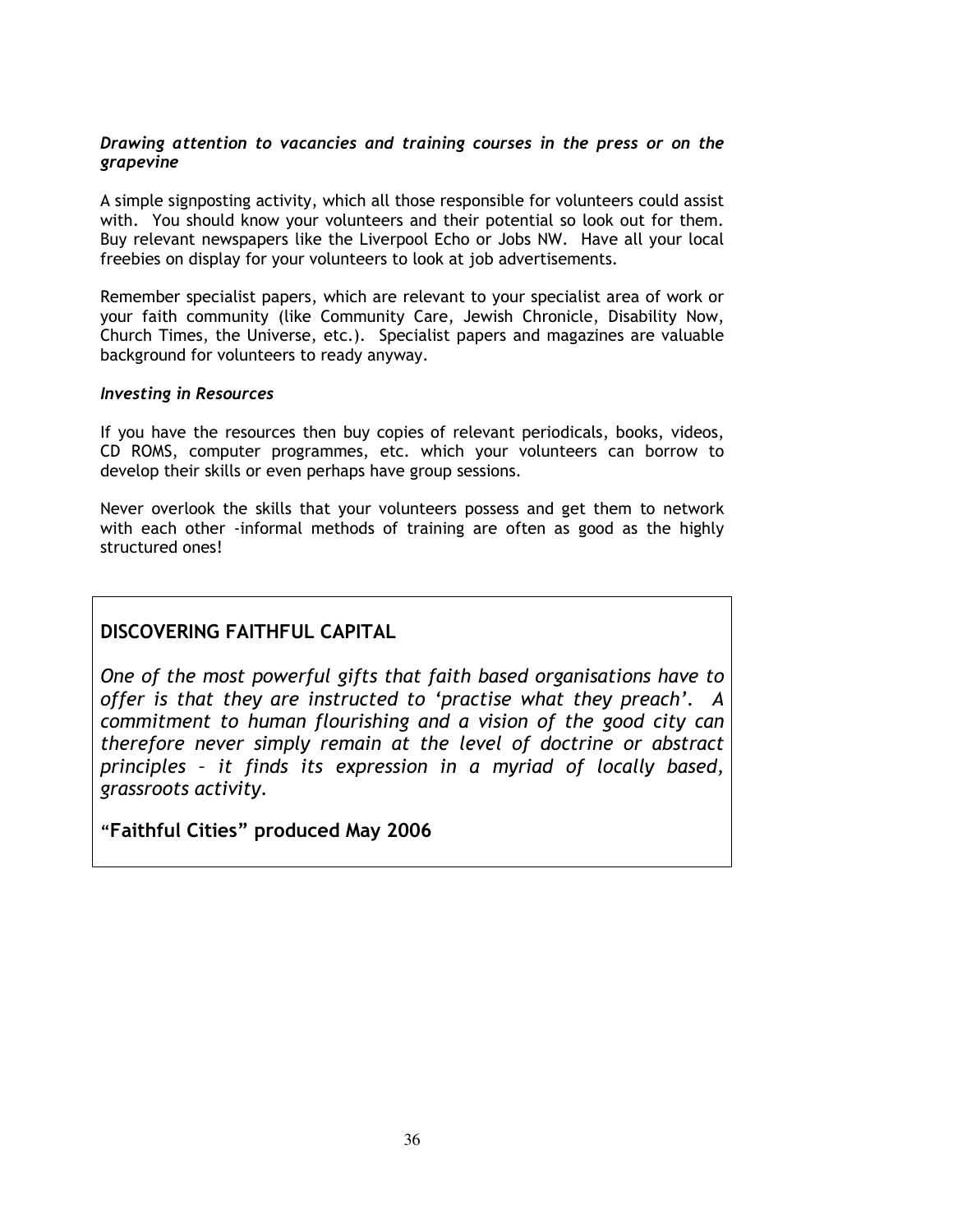***Drawing attention to vacancies and training courses in the press or on the grapevine***

A simple signposting activity, which all those responsible for volunteers could assist with. You should know your volunteers and their potential so look out for them. Buy relevant newspapers like the Liverpool Echo or Jobs NW. Have all your local freebies on display for your volunteers to look at job advertisements.

Remember specialist papers, which are relevant to your specialist area of work or your faith community (like Community Care, Jewish Chronicle, Disability Now, Church Times, the Universe, etc.). Specialist papers and magazines are valuable background for volunteers to ready anyway.

***Investing in Resources***

If you have the resources then buy copies of relevant periodicals, books, videos, CD ROMS, computer programmes, etc. which your volunteers can borrow to develop their skills or even perhaps have group sessions.

Never overlook the skills that your volunteers possess and get them to network with each other -informal methods of training are often as good as the highly structured ones!

**DISCOVERING FAITHFUL CAPITAL**

*One of the most powerful gifts that faith based organisations have to offer is that they are instructed to 'practise what they preach'. A commitment to human flourishing and a vision of the good city can therefore never simply remain at the level of doctrine or abstract principles – it finds its expression in a myriad of locally based, grassroots activity.*

**"Faithful Cities" produced May 2006**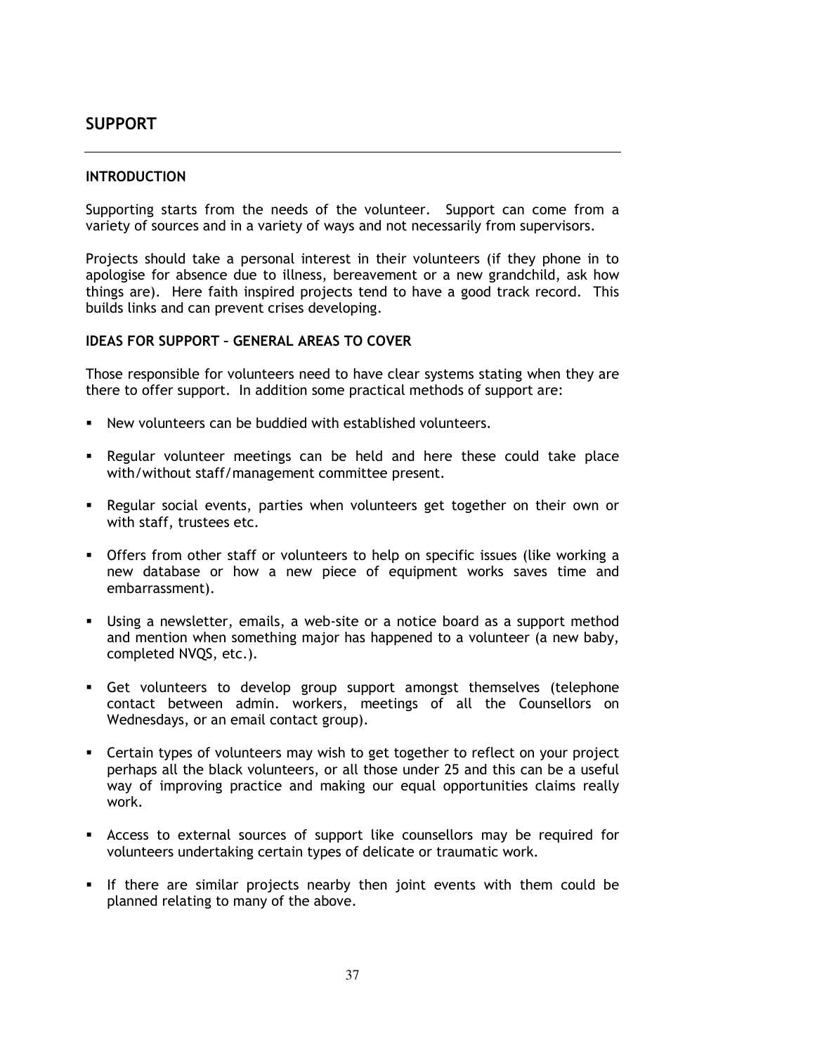## SUPPORT

### INTRODUCTION

Supporting starts from the needs of the volunteer. Support can come from a variety of sources and in a variety of ways and not necessarily from supervisors.

Projects should take a personal interest in their volunteers (if they phone in to apologise for absence due to illness, bereavement or a new grandchild, ask how things are). Here faith inspired projects tend to have a good track record. This builds links and can prevent crises developing.

### IDEAS FOR SUPPORT – GENERAL AREAS TO COVER

Those responsible for volunteers need to have clear systems stating when they are there to offer support. In addition some practical methods of support are:

- New volunteers can be buddied with established volunteers.
- Regular volunteer meetings can be held and here these could take place with/without staff/management committee present.
- Regular social events, parties when volunteers get together on their own or with staff, trustees etc.
- Offers from other staff or volunteers to help on specific issues (like working a new database or how a new piece of equipment works saves time and embarrassment).
- Using a newsletter, emails, a web-site or a notice board as a support method and mention when something major has happened to a volunteer (a new baby, completed NVQS, etc.).
- Get volunteers to develop group support amongst themselves (telephone contact between admin. workers, meetings of all the Counsellors on Wednesdays, or an email contact group).
- Certain types of volunteers may wish to get together to reflect on your project perhaps all the black volunteers, or all those under 25 and this can be a useful way of improving practice and making our equal opportunities claims really work.
- Access to external sources of support like counsellors may be required for volunteers undertaking certain types of delicate or traumatic work.
- If there are similar projects nearby then joint events with them could be planned relating to many of the above.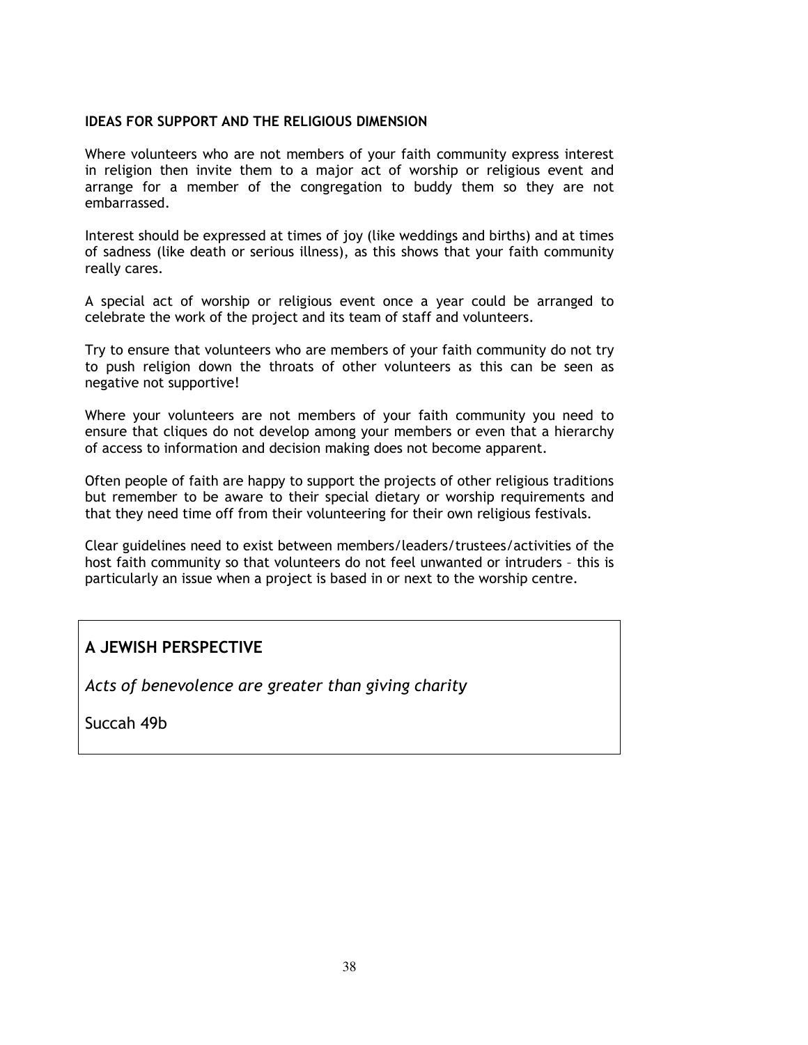### IDEAS FOR SUPPORT AND THE RELIGIOUS DIMENSION

Where volunteers who are not members of your faith community express interest in religion then invite them to a major act of worship or religious event and arrange for a member of the congregation to buddy them so they are not embarrassed.

Interest should be expressed at times of joy (like weddings and births) and at times of sadness (like death or serious illness), as this shows that your faith community really cares.

A special act of worship or religious event once a year could be arranged to celebrate the work of the project and its team of staff and volunteers.

Try to ensure that volunteers who are members of your faith community do not try to push religion down the throats of other volunteers as this can be seen as negative not supportive!

Where your volunteers are not members of your faith community you need to ensure that cliques do not develop among your members or even that a hierarchy of access to information and decision making does not become apparent.

Often people of faith are happy to support the projects of other religious traditions but remember to be aware to their special dietary or worship requirements and that they need time off from their volunteering for their own religious festivals.

Clear guidelines need to exist between members/leaders/trustees/activities of the host faith community so that volunteers do not feel unwanted or intruders – this is particularly an issue when a project is based in or next to the worship centre.

## A JEWISH PERSPECTIVE

*Acts of benevolence are greater than giving charity*

Succah 49b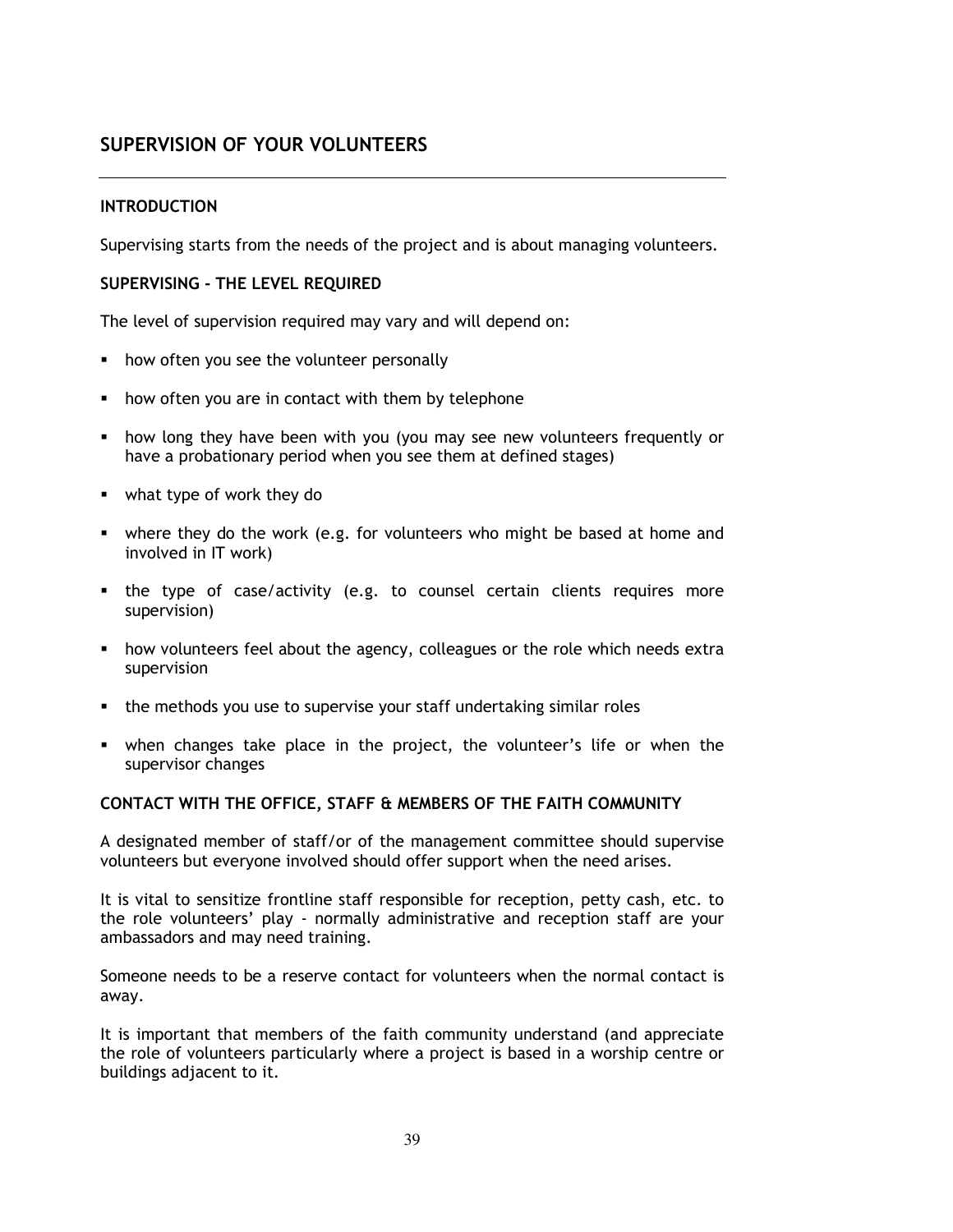## SUPERVISION OF YOUR VOLUNTEERS

### INTRODUCTION

Supervising starts from the needs of the project and is about managing volunteers.

### SUPERVISING – THE LEVEL REQUIRED

The level of supervision required may vary and will depend on:

- how often you see the volunteer personally
- how often you are in contact with them by telephone
- how long they have been with you (you may see new volunteers frequently or have a probationary period when you see them at defined stages)
- what type of work they do
- where they do the work (e.g. for volunteers who might be based at home and involved in IT work)
- the type of case/activity (e.g. to counsel certain clients requires more supervision)
- how volunteers feel about the agency, colleagues or the role which needs extra supervision
- the methods you use to supervise your staff undertaking similar roles
- when changes take place in the project, the volunteer's life or when the supervisor changes

### CONTACT WITH THE OFFICE, STAFF & MEMBERS OF THE FAITH COMMUNITY

A designated member of staff/or of the management committee should supervise volunteers but everyone involved should offer support when the need arises.

It is vital to sensitize frontline staff responsible for reception, petty cash, etc. to the role volunteers' play - normally administrative and reception staff are your ambassadors and may need training.

Someone needs to be a reserve contact for volunteers when the normal contact is away.

It is important that members of the faith community understand (and appreciate the role of volunteers particularly where a project is based in a worship centre or buildings adjacent to it.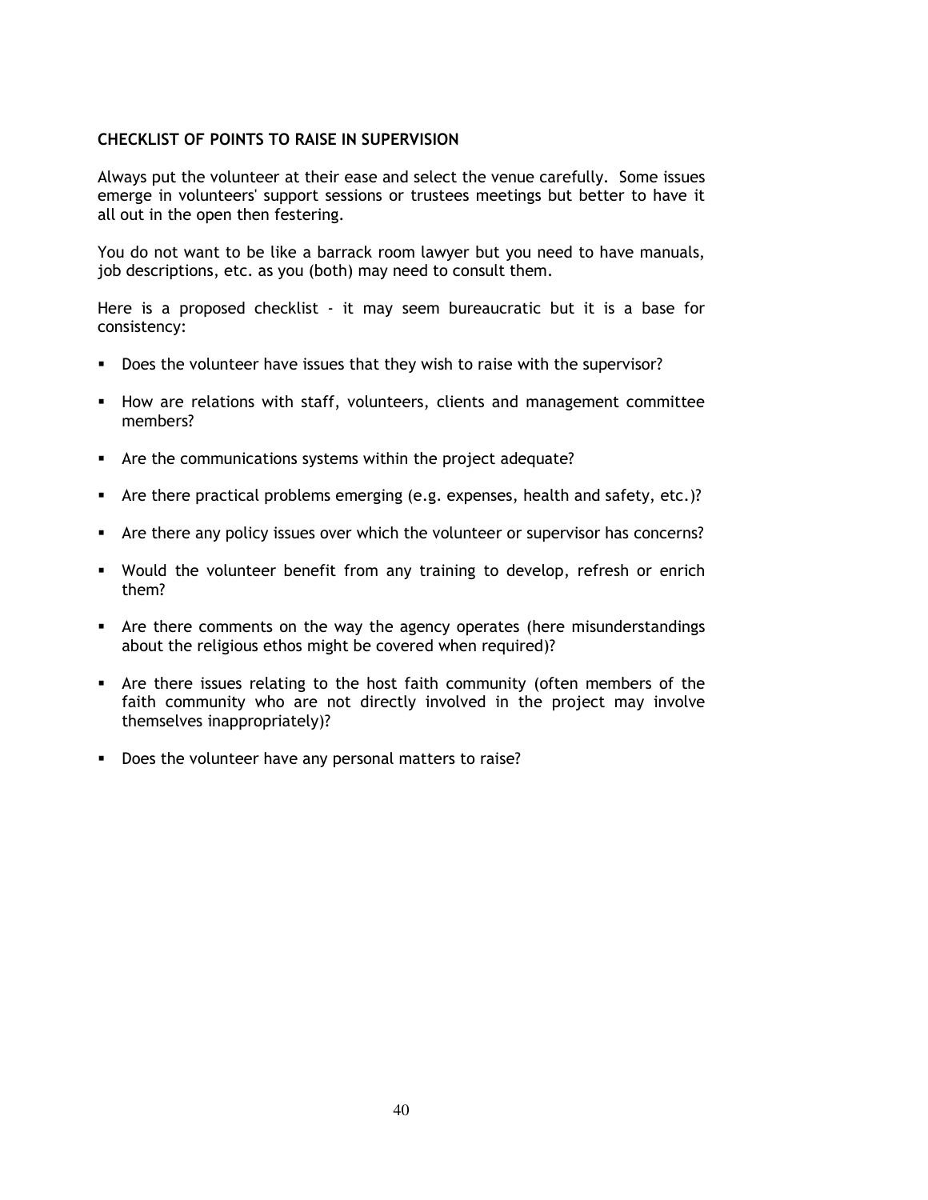**CHECKLIST OF POINTS TO RAISE IN SUPERVISION**

Always put the volunteer at their ease and select the venue carefully. Some issues emerge in volunteers' support sessions or trustees meetings but better to have it all out in the open then festering.

You do not want to be like a barrack room lawyer but you need to have manuals, job descriptions, etc. as you (both) may need to consult them.

Here is a proposed checklist - it may seem bureaucratic but it is a base for consistency:

- Does the volunteer have issues that they wish to raise with the supervisor?
- How are relations with staff, volunteers, clients and management committee members?
- Are the communications systems within the project adequate?
- Are there practical problems emerging (e.g. expenses, health and safety, etc.)?
- Are there any policy issues over which the volunteer or supervisor has concerns?
- Would the volunteer benefit from any training to develop, refresh or enrich them?
- Are there comments on the way the agency operates (here misunderstandings about the religious ethos might be covered when required)?
- Are there issues relating to the host faith community (often members of the faith community who are not directly involved in the project may involve themselves inappropriately)?
- Does the volunteer have any personal matters to raise?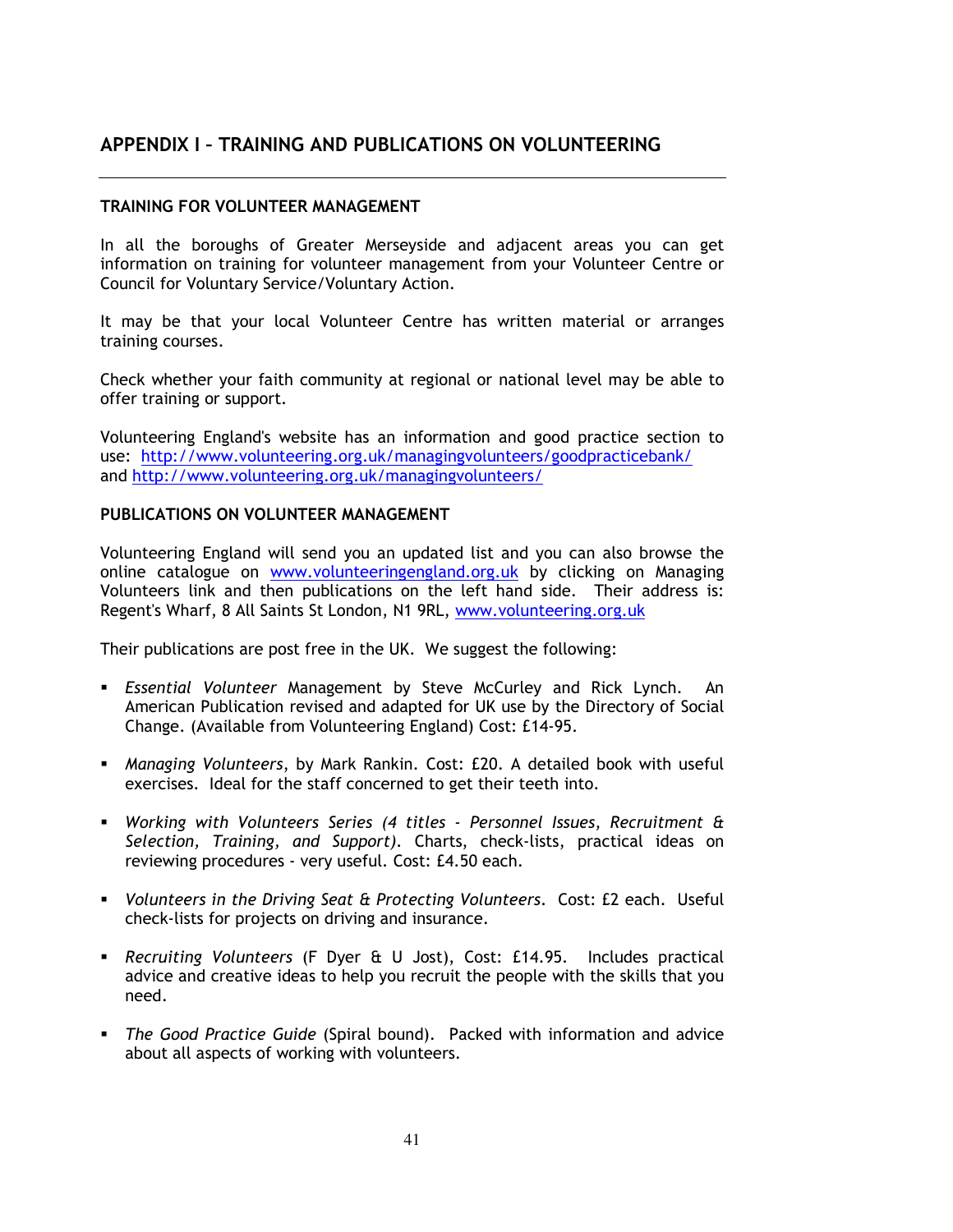## APPENDIX I – TRAINING AND PUBLICATIONS ON VOLUNTEERING

---

### TRAINING FOR VOLUNTEER MANAGEMENT

In all the boroughs of Greater Merseyside and adjacent areas you can get information on training for volunteer management from your Volunteer Centre or Council for Voluntary Service/Voluntary Action.

It may be that your local Volunteer Centre has written material or arranges training courses.

Check whether your faith community at regional or national level may be able to offer training or support.

Volunteering England's website has an information and good practice section to use: http://www.volunteering.org.uk/managingvolunteers/goodpracticebank/ and http://www.volunteering.org.uk/managingvolunteers/

### PUBLICATIONS ON VOLUNTEER MANAGEMENT

Volunteering England will send you an updated list and you can also browse the online catalogue on www.volunteeringengland.org.uk by clicking on Managing Volunteers link and then publications on the left hand side. Their address is: Regent's Wharf, 8 All Saints St London, N1 9RL, www.volunteering.org.uk

Their publications are post free in the UK. We suggest the following:

- *Essential Volunteer* Management by Steve McCurley and Rick Lynch. An American Publication revised and adapted for UK use by the Directory of Social Change. (Available from Volunteering England) Cost: £14-95.
- *Managing Volunteers*, by Mark Rankin. Cost: £20. A detailed book with useful exercises. Ideal for the staff concerned to get their teeth into.
- *Working with Volunteers Series (4 titles - Personnel Issues, Recruitment & Selection, Training, and Support)*. Charts, check-lists, practical ideas on reviewing procedures - very useful. Cost: £4.50 each.
- *Volunteers in the Driving Seat & Protecting Volunteers*. Cost: £2 each. Useful check-lists for projects on driving and insurance.
- *Recruiting Volunteers* (F Dyer & U Jost), Cost: £14.95. Includes practical advice and creative ideas to help you recruit the people with the skills that you need.
- *The Good Practice Guide* (Spiral bound). Packed with information and advice about all aspects of working with volunteers.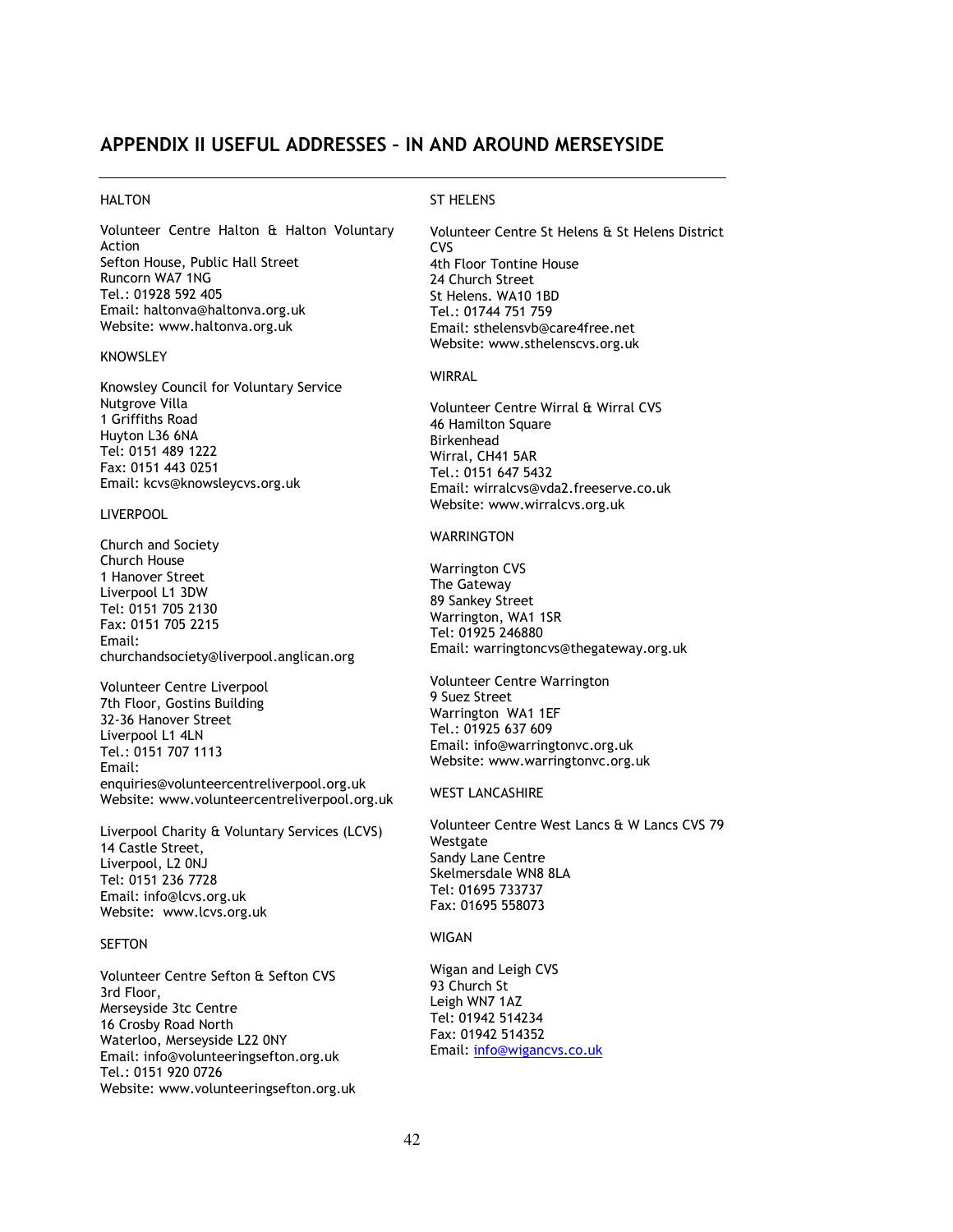## APPENDIX II USEFUL ADDRESSES – IN AND AROUND MERSEYSIDE

HALTON

Volunteer Centre Halton & Halton Voluntary Action
Sefton House, Public Hall Street
Runcorn WA7 1NG
Tel.: 01928 592 405
Email: haltonva@haltonva.org.uk
Website: www.haltonva.org.uk

KNOWSLEY

Knowsley Council for Voluntary Service
Nutgrove Villa
1 Griffiths Road
Huyton L36 6NA
Tel: 0151 489 1222
Fax: 0151 443 0251
Email: kcvs@knowsleycvs.org.uk

LIVERPOOL

Church and Society
Church House
1 Hanover Street
Liverpool L1 3DW
Tel: 0151 705 2130
Fax: 0151 705 2215
Email:
churchandsociety@liverpool.anglican.org

Volunteer Centre Liverpool
7th Floor, Gostins Building
32-36 Hanover Street
Liverpool L1 4LN
Tel.: 0151 707 1113
Email:
enquiries@volunteercentreliverpool.org.uk
Website: www.volunteercentreliverpool.org.uk

Liverpool Charity & Voluntary Services (LCVS)
14 Castle Street,
Liverpool, L2 0NJ
Tel: 0151 236 7728
Email: info@lcvs.org.uk
Website: www.lcvs.org.uk

SEFTON

Volunteer Centre Sefton & Sefton CVS
3rd Floor,
Merseyside 3tc Centre
16 Crosby Road North
Waterloo, Merseyside L22 0NY
Email: info@volunteeringsefton.org.uk
Tel.: 0151 920 0726
Website: www.volunteeringsefton.org.uk

ST HELENS

Volunteer Centre St Helens & St Helens District CVS
4th Floor Tontine House
24 Church Street
St Helens. WA10 1BD
Tel.: 01744 751 759
Email: sthelensvb@care4free.net
Website: www.sthelenscvs.org.uk

WIRRAL

Volunteer Centre Wirral & Wirral CVS
46 Hamilton Square
Birkenhead
Wirral, CH41 5AR
Tel.: 0151 647 5432
Email: wirralcvs@vda2.freeserve.co.uk
Website: www.wirralcvs.org.uk

WARRINGTON

Warrington CVS
The Gateway
89 Sankey Street
Warrington, WA1 1SR
Tel: 01925 246880
Email: warringtoncvs@thegateway.org.uk

Volunteer Centre Warrington
9 Suez Street
Warrington WA1 1EF
Tel.: 01925 637 609
Email: info@warringtonvc.org.uk
Website: www.warringtonvc.org.uk

WEST LANCASHIRE

Volunteer Centre West Lancs & W Lancs CVS 79 Westgate
Sandy Lane Centre
Skelmersdale WN8 8LA
Tel: 01695 733737
Fax: 01695 558073

WIGAN

Wigan and Leigh CVS
93 Church St
Leigh WN7 1AZ
Tel: 01942 514234
Fax: 01942 514352
Email: info@wigancvs.co.uk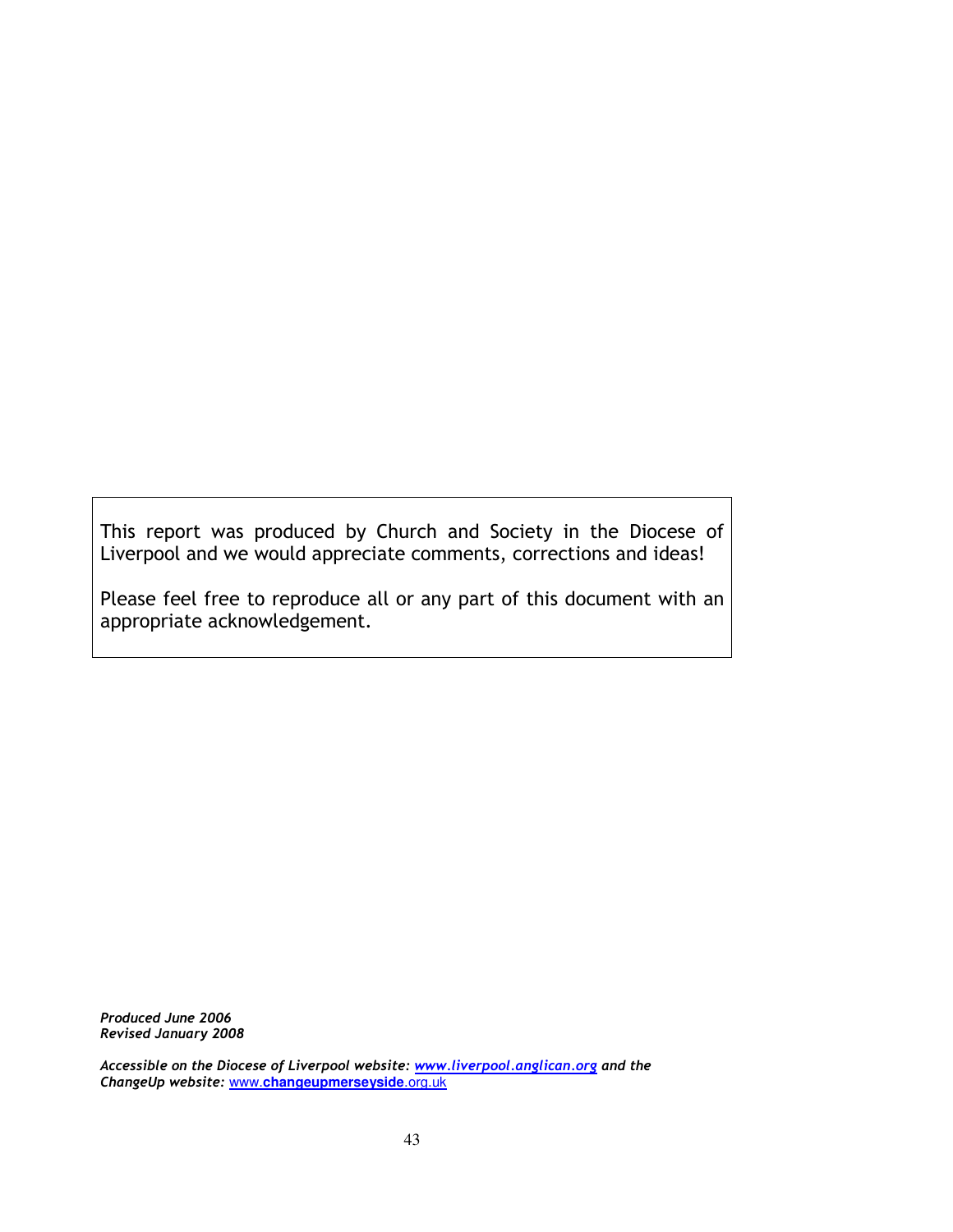This report was produced by Church and Society in the Diocese of Liverpool and we would appreciate comments, corrections and ideas!

Please feel free to reproduce all or any part of this document with an appropriate acknowledgement.

***Produced June 2006***
***Revised January 2008***

***Accessible on the Diocese of Liverpool website: www.liverpool.anglican.org and the ChangeUp website:*** www.**changeupmerseyside**.org.uk